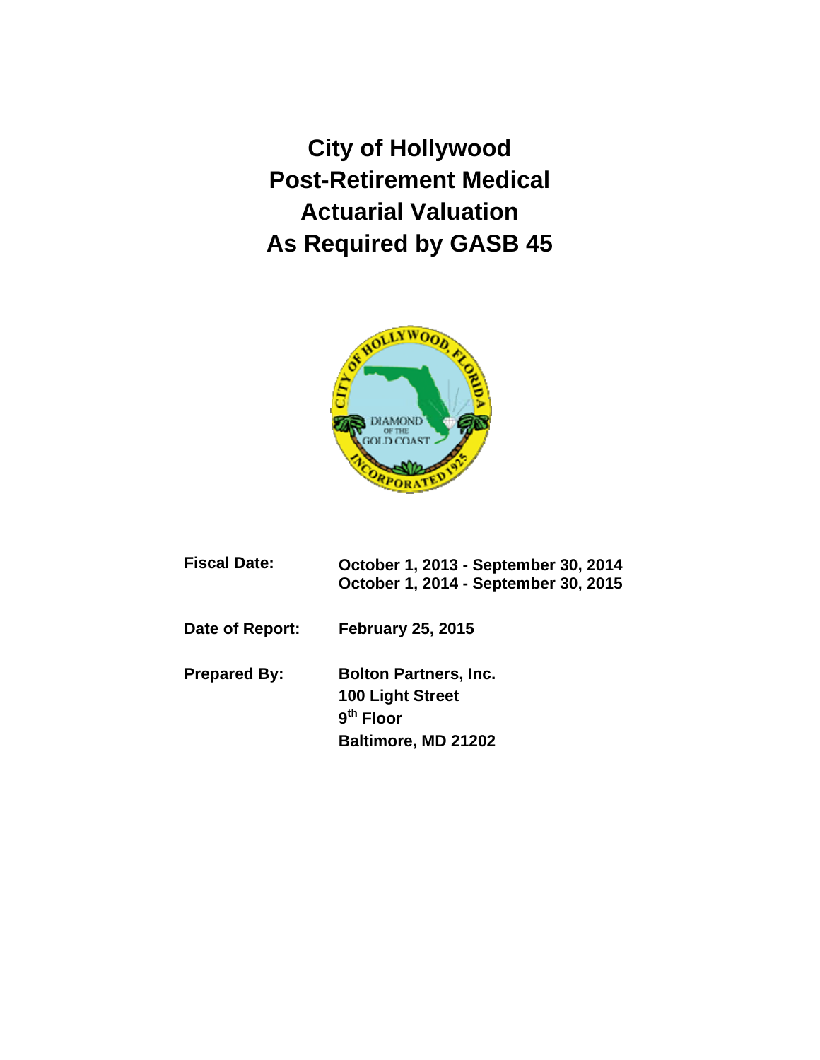# City of Hollywood Post-Retirement Medical Actuarial Valuation As Required by GASB 45

**Fiscal Date:** **October 1, 2013 - September 30, 2014**
**October 1, 2014 - September 30, 2015**

**Date of Report:** **February 25, 2015**

**Prepared By:** **Bolton Partners, Inc.**
**100 Light Street**
**9th Floor**
**Baltimore, MD 21202**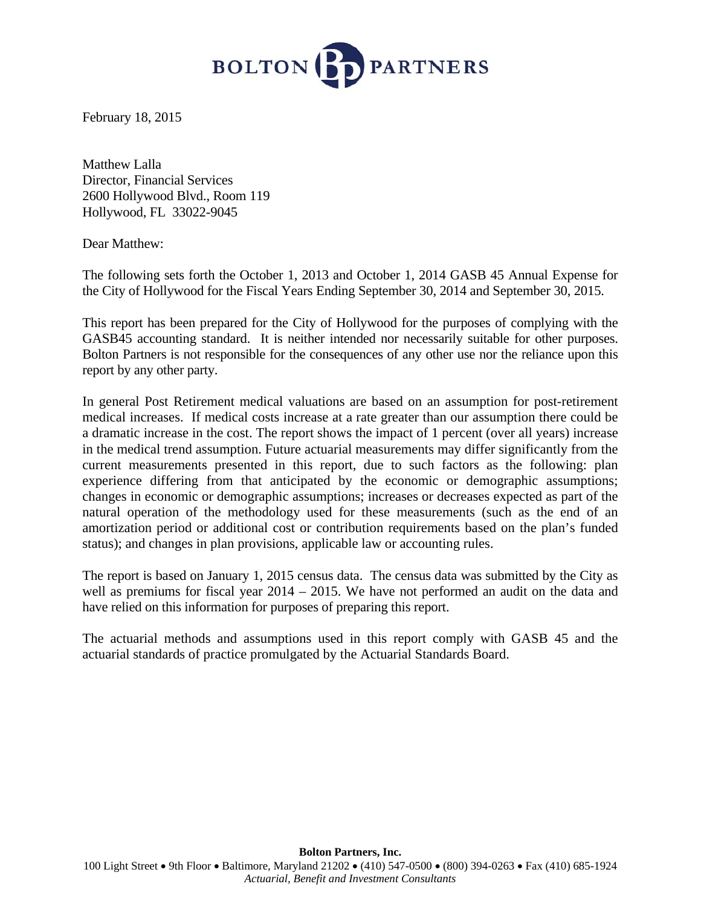BOLTON PARTNERS

February 18, 2015

Matthew Lalla
Director, Financial Services
2600 Hollywood Blvd., Room 119
Hollywood, FL 33022-9045

Dear Matthew:

The following sets forth the October 1, 2013 and October 1, 2014 GASB 45 Annual Expense for the City of Hollywood for the Fiscal Years Ending September 30, 2014 and September 30, 2015.

This report has been prepared for the City of Hollywood for the purposes of complying with the GASB45 accounting standard. It is neither intended nor necessarily suitable for other purposes. Bolton Partners is not responsible for the consequences of any other use nor the reliance upon this report by any other party.

In general Post Retirement medical valuations are based on an assumption for post-retirement medical increases. If medical costs increase at a rate greater than our assumption there could be a dramatic increase in the cost. The report shows the impact of 1 percent (over all years) increase in the medical trend assumption. Future actuarial measurements may differ significantly from the current measurements presented in this report, due to such factors as the following: plan experience differing from that anticipated by the economic or demographic assumptions; changes in economic or demographic assumptions; increases or decreases expected as part of the natural operation of the methodology used for these measurements (such as the end of an amortization period or additional cost or contribution requirements based on the plan's funded status); and changes in plan provisions, applicable law or accounting rules.

The report is based on January 1, 2015 census data. The census data was submitted by the City as well as premiums for fiscal year 2014 – 2015. We have not performed an audit on the data and have relied on this information for purposes of preparing this report.

The actuarial methods and assumptions used in this report comply with GASB 45 and the actuarial standards of practice promulgated by the Actuarial Standards Board.

**Bolton Partners, Inc.**
100 Light Street • 9th Floor • Baltimore, Maryland 21202 • (410) 547-0500 • (800) 394-0263 • Fax (410) 685-1924
*Actuarial, Benefit and Investment Consultants*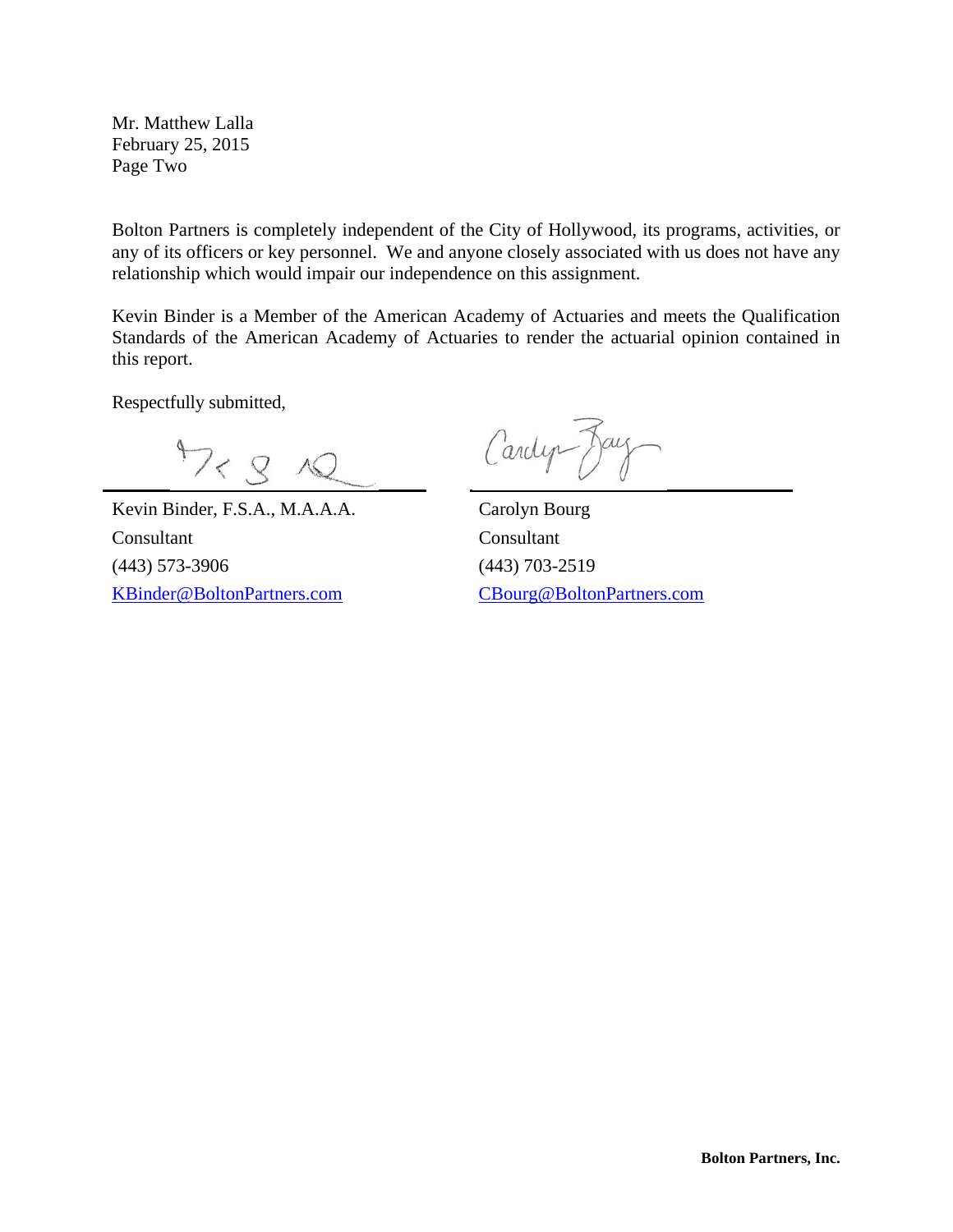Mr. Matthew Lalla
February 25, 2015
Page Two

Bolton Partners is completely independent of the City of Hollywood, its programs, activities, or any of its officers or key personnel. We and anyone closely associated with us does not have any relationship which would impair our independence on this assignment.

Kevin Binder is a Member of the American Academy of Actuaries and meets the Qualification Standards of the American Academy of Actuaries to render the actuarial opinion contained in this report.

Respectfully submitted,

| | |
|---|---|
| Kevin Binder, F.S.A., M.A.A.A. | Carolyn Bourg |
| Consultant | Consultant |
| (443) 573-3906 | (443) 703-2519 |
| KBinder@BoltonPartners.com | CBourg@BoltonPartners.com |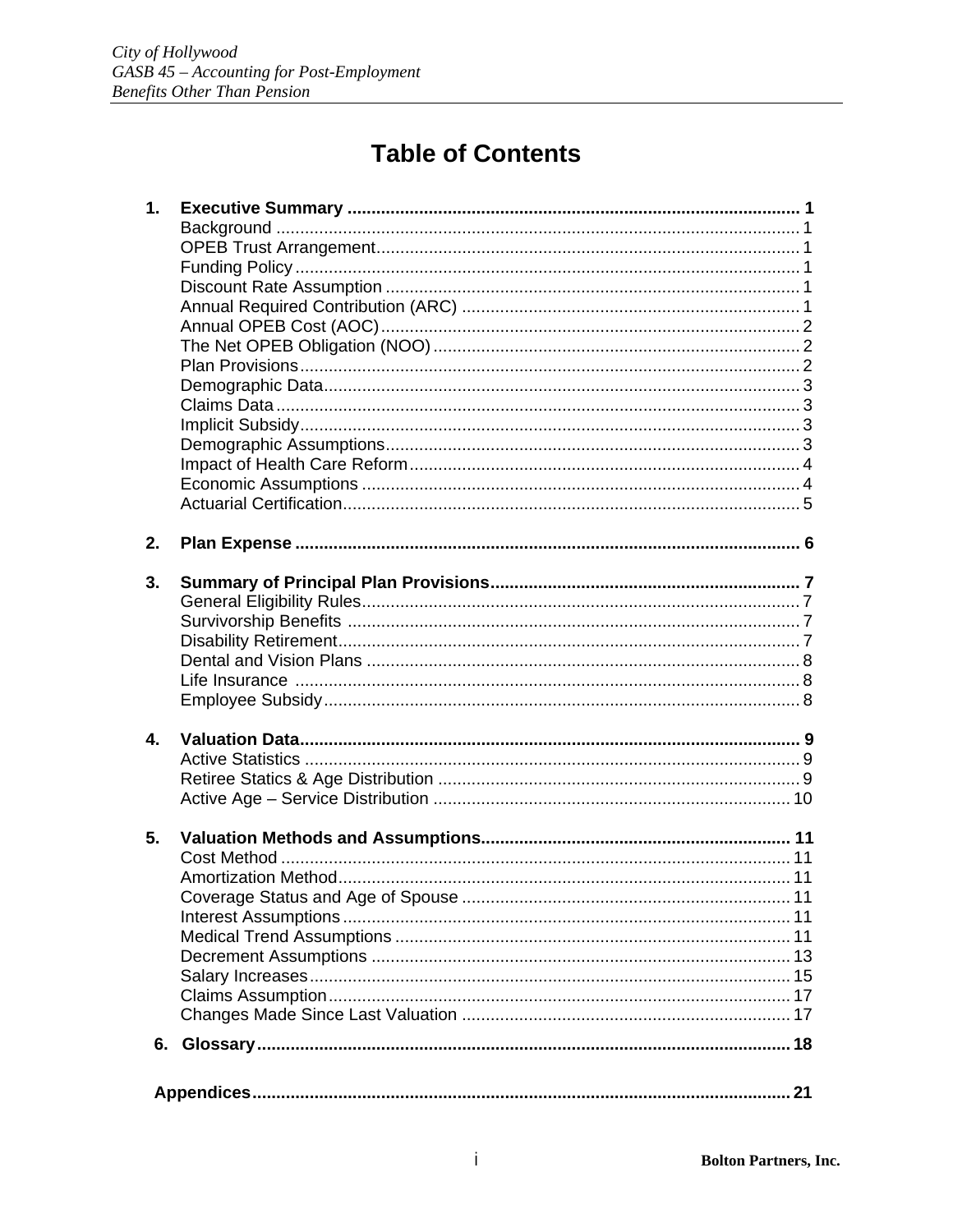# Table of Contents

| | | |
|---|---|---|
| **1.** | **Executive Summary** | **1** |
| | Background | 1 |
| | OPEB Trust Arrangement | 1 |
| | Funding Policy | 1 |
| | Discount Rate Assumption | 1 |
| | Annual Required Contribution (ARC) | 1 |
| | Annual OPEB Cost (AOC) | 2 |
| | The Net OPEB Obligation (NOO) | 2 |
| | Plan Provisions | 2 |
| | Demographic Data | 3 |
| | Claims Data | 3 |
| | Implicit Subsidy | 3 |
| | Demographic Assumptions | 3 |
| | Impact of Health Care Reform | 4 |
| | Economic Assumptions | 4 |
| | Actuarial Certification | 5 |
| **2.** | **Plan Expense** | **6** |
| **3.** | **Summary of Principal Plan Provisions** | **7** |
| | General Eligibility Rules | 7 |
| | Survivorship Benefits | 7 |
| | Disability Retirement | 7 |
| | Dental and Vision Plans | 8 |
| | Life Insurance | 8 |
| | Employee Subsidy | 8 |
| **4.** | **Valuation Data** | **9** |
| | Active Statistics | 9 |
| | Retiree Statics & Age Distribution | 9 |
| | Active Age – Service Distribution | 10 |
| **5.** | **Valuation Methods and Assumptions** | **11** |
| | Cost Method | 11 |
| | Amortization Method | 11 |
| | Coverage Status and Age of Spouse | 11 |
| | Interest Assumptions | 11 |
| | Medical Trend Assumptions | 11 |
| | Decrement Assumptions | 13 |
| | Salary Increases | 15 |
| | Claims Assumption | 17 |
| | Changes Made Since Last Valuation | 17 |
| **6.** | **Glossary** | **18** |
| | **Appendices** | **21** |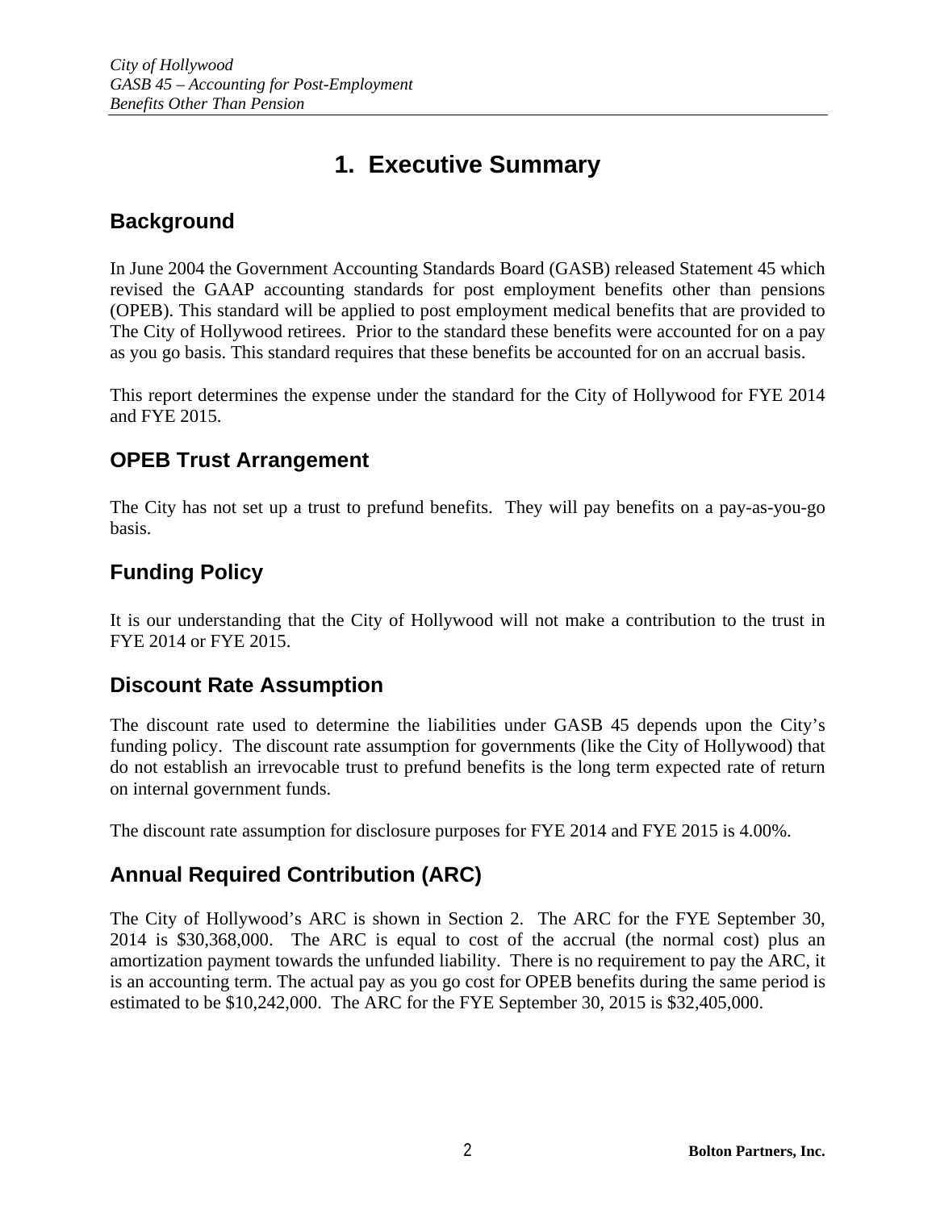# 1. Executive Summary

## Background

In June 2004 the Government Accounting Standards Board (GASB) released Statement 45 which revised the GAAP accounting standards for post employment benefits other than pensions (OPEB). This standard will be applied to post employment medical benefits that are provided to The City of Hollywood retirees. Prior to the standard these benefits were accounted for on a pay as you go basis. This standard requires that these benefits be accounted for on an accrual basis.

This report determines the expense under the standard for the City of Hollywood for FYE 2014 and FYE 2015.

## OPEB Trust Arrangement

The City has not set up a trust to prefund benefits. They will pay benefits on a pay-as-you-go basis.

## Funding Policy

It is our understanding that the City of Hollywood will not make a contribution to the trust in FYE 2014 or FYE 2015.

## Discount Rate Assumption

The discount rate used to determine the liabilities under GASB 45 depends upon the City's funding policy. The discount rate assumption for governments (like the City of Hollywood) that do not establish an irrevocable trust to prefund benefits is the long term expected rate of return on internal government funds.

The discount rate assumption for disclosure purposes for FYE 2014 and FYE 2015 is 4.00%.

## Annual Required Contribution (ARC)

The City of Hollywood's ARC is shown in Section 2. The ARC for the FYE September 30, 2014 is $30,368,000. The ARC is equal to cost of the accrual (the normal cost) plus an amortization payment towards the unfunded liability. There is no requirement to pay the ARC, it is an accounting term. The actual pay as you go cost for OPEB benefits during the same period is estimated to be $10,242,000. The ARC for the FYE September 30, 2015 is $32,405,000.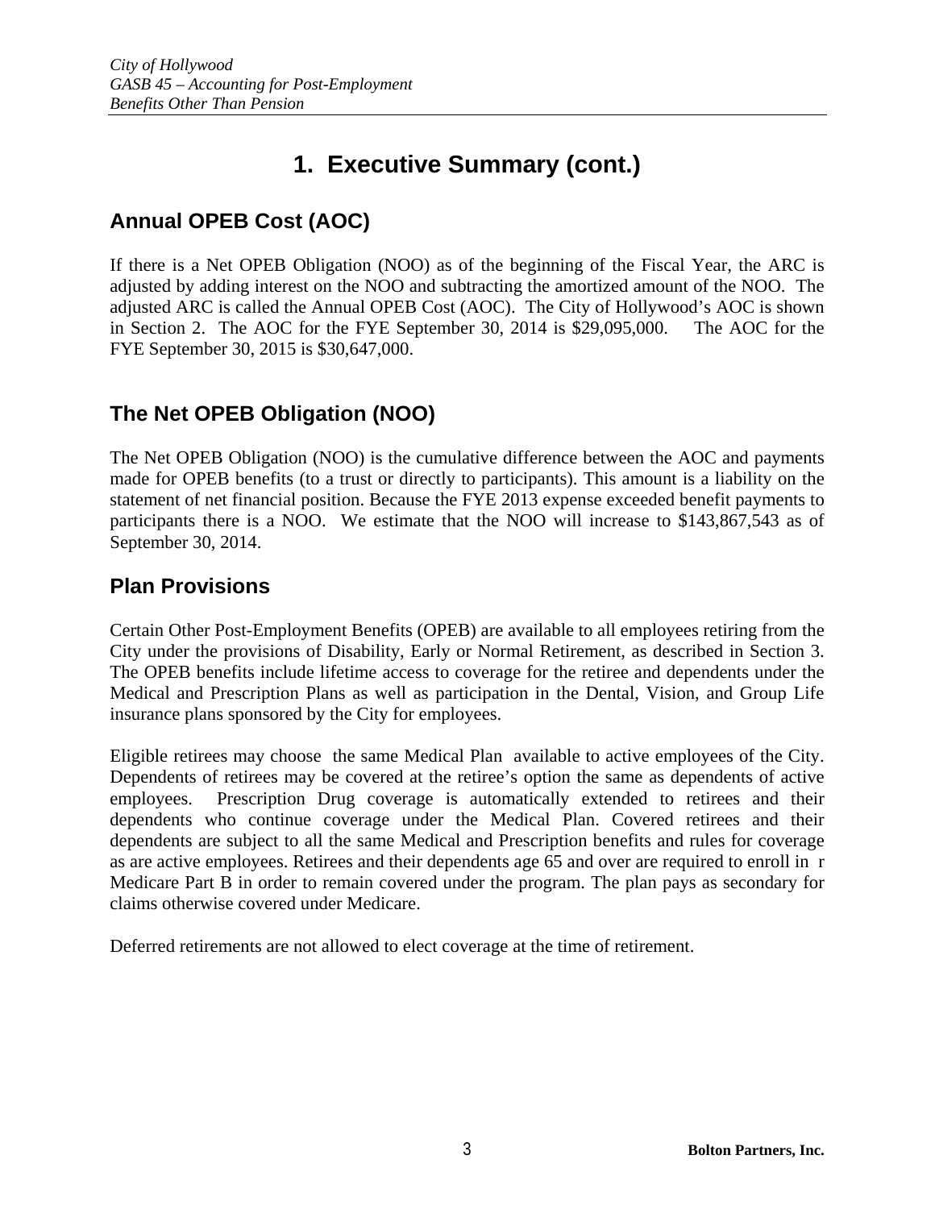# 1. Executive Summary (cont.)

## Annual OPEB Cost (AOC)

If there is a Net OPEB Obligation (NOO) as of the beginning of the Fiscal Year, the ARC is adjusted by adding interest on the NOO and subtracting the amortized amount of the NOO. The adjusted ARC is called the Annual OPEB Cost (AOC). The City of Hollywood's AOC is shown in Section 2. The AOC for the FYE September 30, 2014 is $29,095,000. The AOC for the FYE September 30, 2015 is $30,647,000.

## The Net OPEB Obligation (NOO)

The Net OPEB Obligation (NOO) is the cumulative difference between the AOC and payments made for OPEB benefits (to a trust or directly to participants). This amount is a liability on the statement of net financial position. Because the FYE 2013 expense exceeded benefit payments to participants there is a NOO. We estimate that the NOO will increase to $143,867,543 as of September 30, 2014.

## Plan Provisions

Certain Other Post-Employment Benefits (OPEB) are available to all employees retiring from the City under the provisions of Disability, Early or Normal Retirement, as described in Section 3. The OPEB benefits include lifetime access to coverage for the retiree and dependents under the Medical and Prescription Plans as well as participation in the Dental, Vision, and Group Life insurance plans sponsored by the City for employees.

Eligible retirees may choose the same Medical Plan available to active employees of the City. Dependents of retirees may be covered at the retiree's option the same as dependents of active employees. Prescription Drug coverage is automatically extended to retirees and their dependents who continue coverage under the Medical Plan. Covered retirees and their dependents are subject to all the same Medical and Prescription benefits and rules for coverage as are active employees. Retirees and their dependents age 65 and over are required to enroll in r Medicare Part B in order to remain covered under the program. The plan pays as secondary for claims otherwise covered under Medicare.

Deferred retirements are not allowed to elect coverage at the time of retirement.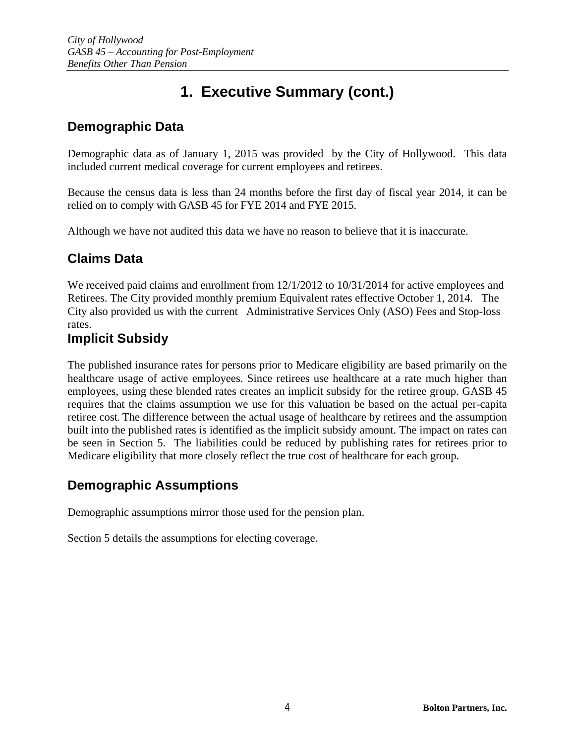# 1. Executive Summary (cont.)

## Demographic Data

Demographic data as of January 1, 2015 was provided by the City of Hollywood. This data included current medical coverage for current employees and retirees.

Because the census data is less than 24 months before the first day of fiscal year 2014, it can be relied on to comply with GASB 45 for FYE 2014 and FYE 2015.

Although we have not audited this data we have no reason to believe that it is inaccurate.

## Claims Data

We received paid claims and enrollment from 12/1/2012 to 10/31/2014 for active employees and Retirees. The City provided monthly premium Equivalent rates effective October 1, 2014. The City also provided us with the current Administrative Services Only (ASO) Fees and Stop-loss rates.

## Implicit Subsidy

The published insurance rates for persons prior to Medicare eligibility are based primarily on the healthcare usage of active employees. Since retirees use healthcare at a rate much higher than employees, using these blended rates creates an implicit subsidy for the retiree group. GASB 45 requires that the claims assumption we use for this valuation be based on the actual per-capita retiree cost. The difference between the actual usage of healthcare by retirees and the assumption built into the published rates is identified as the implicit subsidy amount. The impact on rates can be seen in Section 5. The liabilities could be reduced by publishing rates for retirees prior to Medicare eligibility that more closely reflect the true cost of healthcare for each group.

## Demographic Assumptions

Demographic assumptions mirror those used for the pension plan.

Section 5 details the assumptions for electing coverage.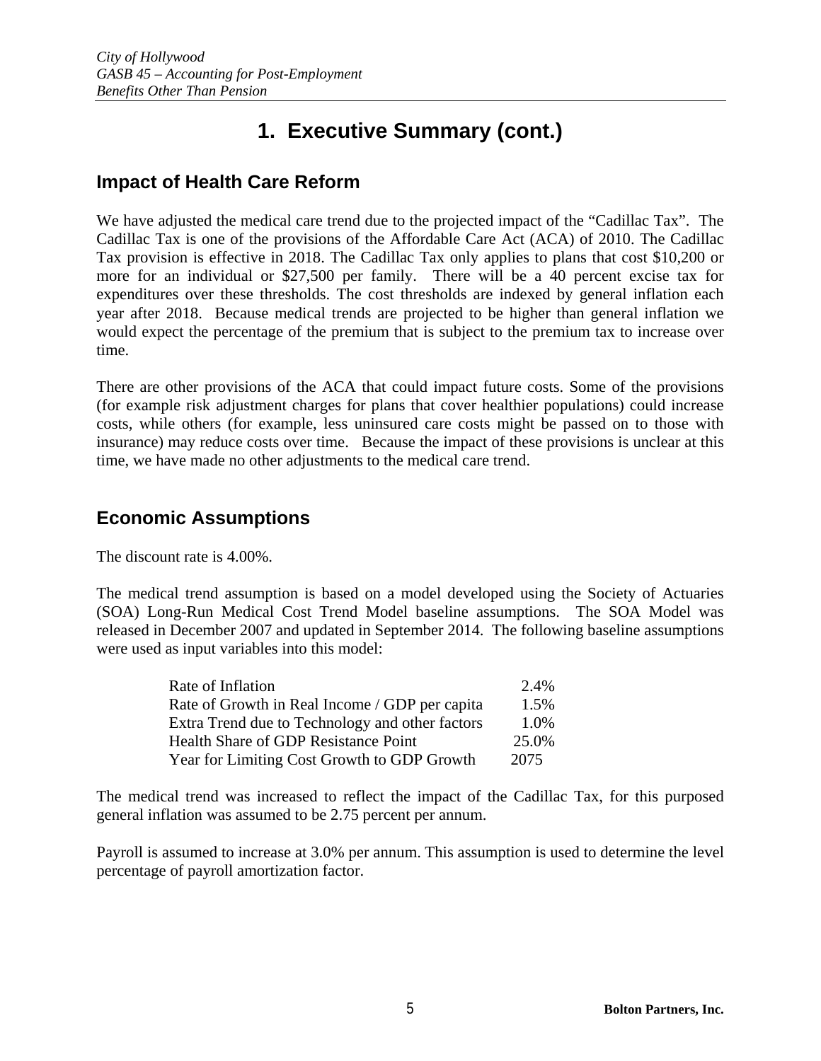# 1. Executive Summary (cont.)

## Impact of Health Care Reform

We have adjusted the medical care trend due to the projected impact of the "Cadillac Tax". The Cadillac Tax is one of the provisions of the Affordable Care Act (ACA) of 2010. The Cadillac Tax provision is effective in 2018. The Cadillac Tax only applies to plans that cost $10,200 or more for an individual or $27,500 per family. There will be a 40 percent excise tax for expenditures over these thresholds. The cost thresholds are indexed by general inflation each year after 2018. Because medical trends are projected to be higher than general inflation we would expect the percentage of the premium that is subject to the premium tax to increase over time.

There are other provisions of the ACA that could impact future costs. Some of the provisions (for example risk adjustment charges for plans that cover healthier populations) could increase costs, while others (for example, less uninsured care costs might be passed on to those with insurance) may reduce costs over time. Because the impact of these provisions is unclear at this time, we have made no other adjustments to the medical care trend.

## Economic Assumptions

The discount rate is 4.00%.

The medical trend assumption is based on a model developed using the Society of Actuaries (SOA) Long-Run Medical Cost Trend Model baseline assumptions. The SOA Model was released in December 2007 and updated in September 2014. The following baseline assumptions were used as input variables into this model:

| | |
|---|---|
| Rate of Inflation | 2.4% |
| Rate of Growth in Real Income / GDP per capita | 1.5% |
| Extra Trend due to Technology and other factors | 1.0% |
| Health Share of GDP Resistance Point | 25.0% |
| Year for Limiting Cost Growth to GDP Growth | 2075 |

The medical trend was increased to reflect the impact of the Cadillac Tax, for this purposed general inflation was assumed to be 2.75 percent per annum.

Payroll is assumed to increase at 3.0% per annum. This assumption is used to determine the level percentage of payroll amortization factor.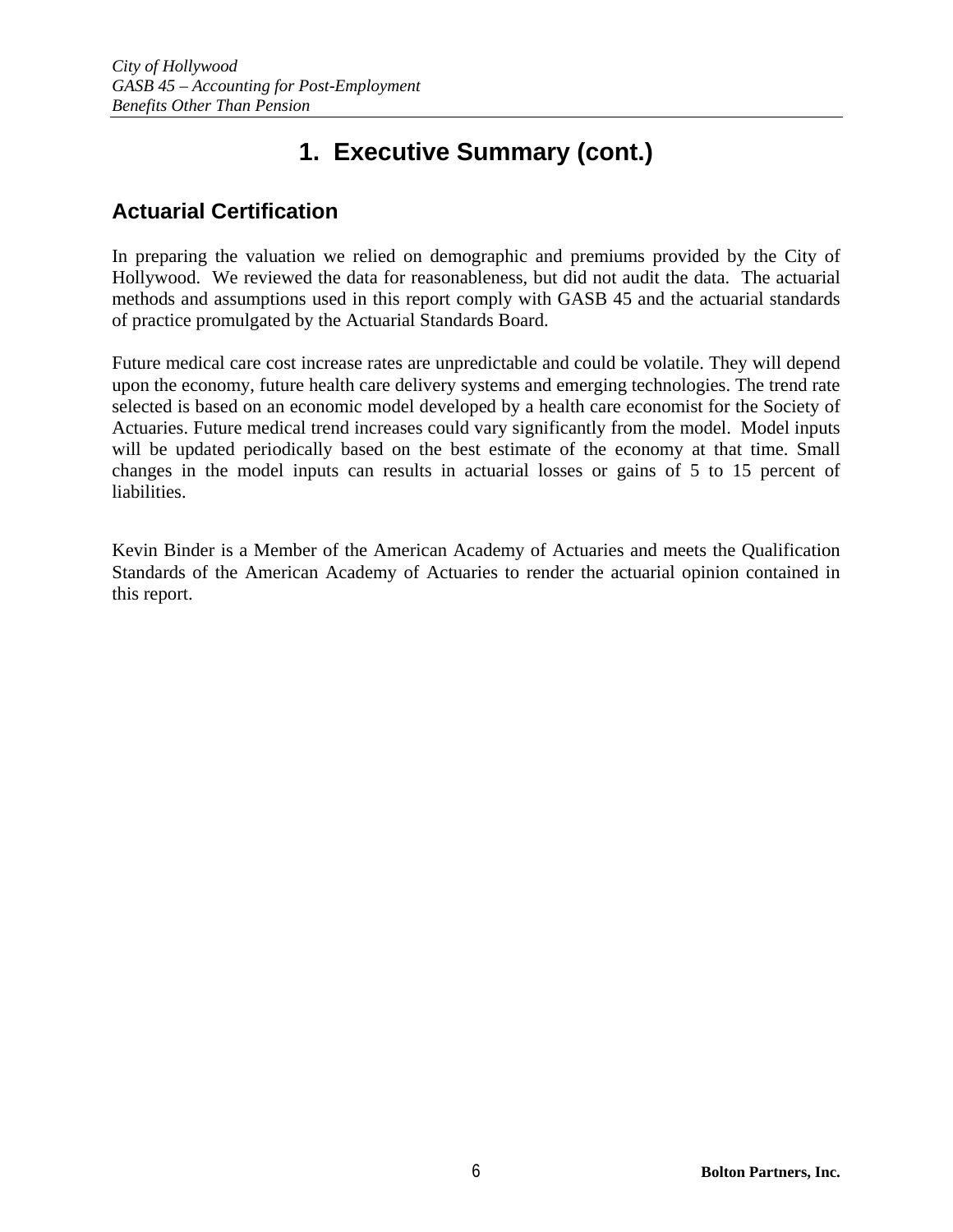# 1. Executive Summary (cont.)

## Actuarial Certification

In preparing the valuation we relied on demographic and premiums provided by the City of Hollywood. We reviewed the data for reasonableness, but did not audit the data. The actuarial methods and assumptions used in this report comply with GASB 45 and the actuarial standards of practice promulgated by the Actuarial Standards Board.

Future medical care cost increase rates are unpredictable and could be volatile. They will depend upon the economy, future health care delivery systems and emerging technologies. The trend rate selected is based on an economic model developed by a health care economist for the Society of Actuaries. Future medical trend increases could vary significantly from the model. Model inputs will be updated periodically based on the best estimate of the economy at that time. Small changes in the model inputs can results in actuarial losses or gains of 5 to 15 percent of liabilities.

Kevin Binder is a Member of the American Academy of Actuaries and meets the Qualification Standards of the American Academy of Actuaries to render the actuarial opinion contained in this report.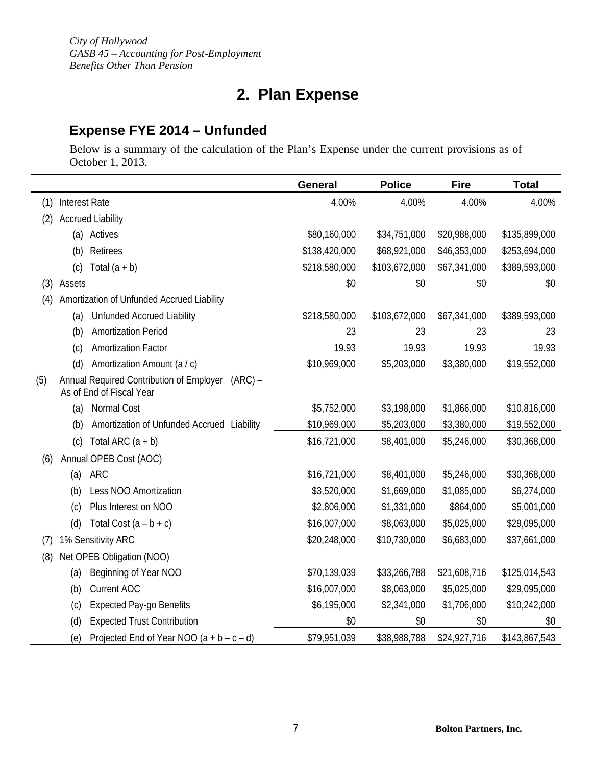# 2. Plan Expense

## Expense FYE 2014 – Unfunded

Below is a summary of the calculation of the Plan's Expense under the current provisions as of October 1, 2013.

| | General | Police | Fire | Total |
|---|---|---|---|---|
| (1) Interest Rate | 4.00% | 4.00% | 4.00% | 4.00% |
| (2) Accrued Liability | | | | |
| (a) Actives | $80,160,000 | $34,751,000 | $20,988,000 | $135,899,000 |
| (b) Retirees | $138,420,000 | $68,921,000 | $46,353,000 | $253,694,000 |
| (c) Total (a + b) | $218,580,000 | $103,672,000 | $67,341,000 | $389,593,000 |
| (3) Assets | $0 | $0 | $0 | $0 |
| (4) Amortization of Unfunded Accrued Liability | | | | |
| (a) Unfunded Accrued Liability | $218,580,000 | $103,672,000 | $67,341,000 | $389,593,000 |
| (b) Amortization Period | 23 | 23 | 23 | 23 |
| (c) Amortization Factor | 19.93 | 19.93 | 19.93 | 19.93 |
| (d) Amortization Amount (a / c) | $10,969,000 | $5,203,000 | $3,380,000 | $19,552,000 |
| (5) Annual Required Contribution of Employer (ARC) – As of End of Fiscal Year | | | | |
| (a) Normal Cost | $5,752,000 | $3,198,000 | $1,866,000 | $10,816,000 |
| (b) Amortization of Unfunded Accrued Liability | $10,969,000 | $5,203,000 | $3,380,000 | $19,552,000 |
| (c) Total ARC (a + b) | $16,721,000 | $8,401,000 | $5,246,000 | $30,368,000 |
| (6) Annual OPEB Cost (AOC) | | | | |
| (a) ARC | $16,721,000 | $8,401,000 | $5,246,000 | $30,368,000 |
| (b) Less NOO Amortization | $3,520,000 | $1,669,000 | $1,085,000 | $6,274,000 |
| (c) Plus Interest on NOO | $2,806,000 | $1,331,000 | $864,000 | $5,001,000 |
| (d) Total Cost (a – b + c) | $16,007,000 | $8,063,000 | $5,025,000 | $29,095,000 |
| (7) 1% Sensitivity ARC | $20,248,000 | $10,730,000 | $6,683,000 | $37,661,000 |
| (8) Net OPEB Obligation (NOO) | | | | |
| (a) Beginning of Year NOO | $70,139,039 | $33,266,788 | $21,608,716 | $125,014,543 |
| (b) Current AOC | $16,007,000 | $8,063,000 | $5,025,000 | $29,095,000 |
| (c) Expected Pay-go Benefits | $6,195,000 | $2,341,000 | $1,706,000 | $10,242,000 |
| (d) Expected Trust Contribution | $0 | $0 | $0 | $0 |
| (e) Projected End of Year NOO (a + b – c – d) | $79,951,039 | $38,988,788 | $24,927,716 | $143,867,543 |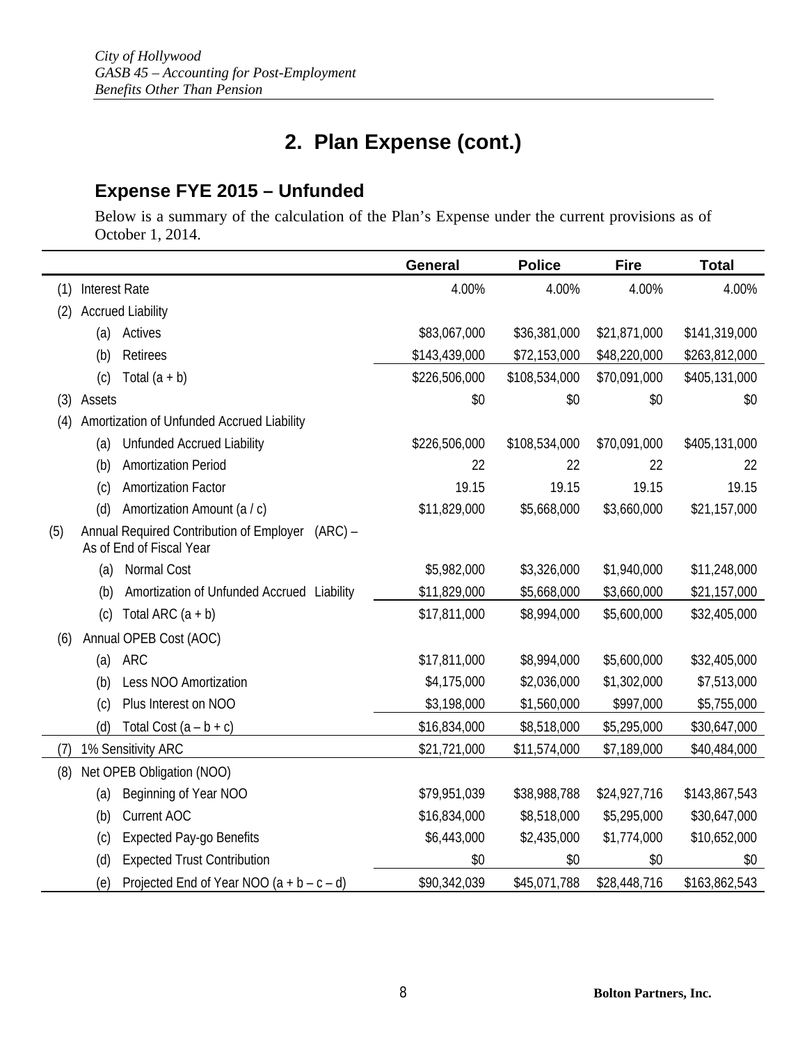# 2. Plan Expense (cont.)

## Expense FYE 2015 – Unfunded

Below is a summary of the calculation of the Plan's Expense under the current provisions as of October 1, 2014.

| | | General | Police | Fire | Total |
|---|---|---|---|---|---|
| (1) | Interest Rate | 4.00% | 4.00% | 4.00% | 4.00% |
| (2) | Accrued Liability | | | | |
| | (a) Actives | $83,067,000 | $36,381,000 | $21,871,000 | $141,319,000 |
| | (b) Retirees | $143,439,000 | $72,153,000 | $48,220,000 | $263,812,000 |
| | (c) Total (a + b) | $226,506,000 | $108,534,000 | $70,091,000 | $405,131,000 |
| (3) | Assets | $0 | $0 | $0 | $0 |
| (4) | Amortization of Unfunded Accrued Liability | | | | |
| | (a) Unfunded Accrued Liability | $226,506,000 | $108,534,000 | $70,091,000 | $405,131,000 |
| | (b) Amortization Period | 22 | 22 | 22 | 22 |
| | (c) Amortization Factor | 19.15 | 19.15 | 19.15 | 19.15 |
| | (d) Amortization Amount (a / c) | $11,829,000 | $5,668,000 | $3,660,000 | $21,157,000 |
| (5) | Annual Required Contribution of Employer (ARC) – As of End of Fiscal Year | | | | |
| | (a) Normal Cost | $5,982,000 | $3,326,000 | $1,940,000 | $11,248,000 |
| | (b) Amortization of Unfunded Accrued Liability | $11,829,000 | $5,668,000 | $3,660,000 | $21,157,000 |
| | (c) Total ARC (a + b) | $17,811,000 | $8,994,000 | $5,600,000 | $32,405,000 |
| (6) | Annual OPEB Cost (AOC) | | | | |
| | (a) ARC | $17,811,000 | $8,994,000 | $5,600,000 | $32,405,000 |
| | (b) Less NOO Amortization | $4,175,000 | $2,036,000 | $1,302,000 | $7,513,000 |
| | (c) Plus Interest on NOO | $3,198,000 | $1,560,000 | $997,000 | $5,755,000 |
| | (d) Total Cost (a – b + c) | $16,834,000 | $8,518,000 | $5,295,000 | $30,647,000 |
| (7) | 1% Sensitivity ARC | $21,721,000 | $11,574,000 | $7,189,000 | $40,484,000 |
| (8) | Net OPEB Obligation (NOO) | | | | |
| | (a) Beginning of Year NOO | $79,951,039 | $38,988,788 | $24,927,716 | $143,867,543 |
| | (b) Current AOC | $16,834,000 | $8,518,000 | $5,295,000 | $30,647,000 |
| | (c) Expected Pay-go Benefits | $6,443,000 | $2,435,000 | $1,774,000 | $10,652,000 |
| | (d) Expected Trust Contribution | $0 | $0 | $0 | $0 |
| | (e) Projected End of Year NOO (a + b – c – d) | $90,342,039 | $45,071,788 | $28,448,716 | $163,862,543 |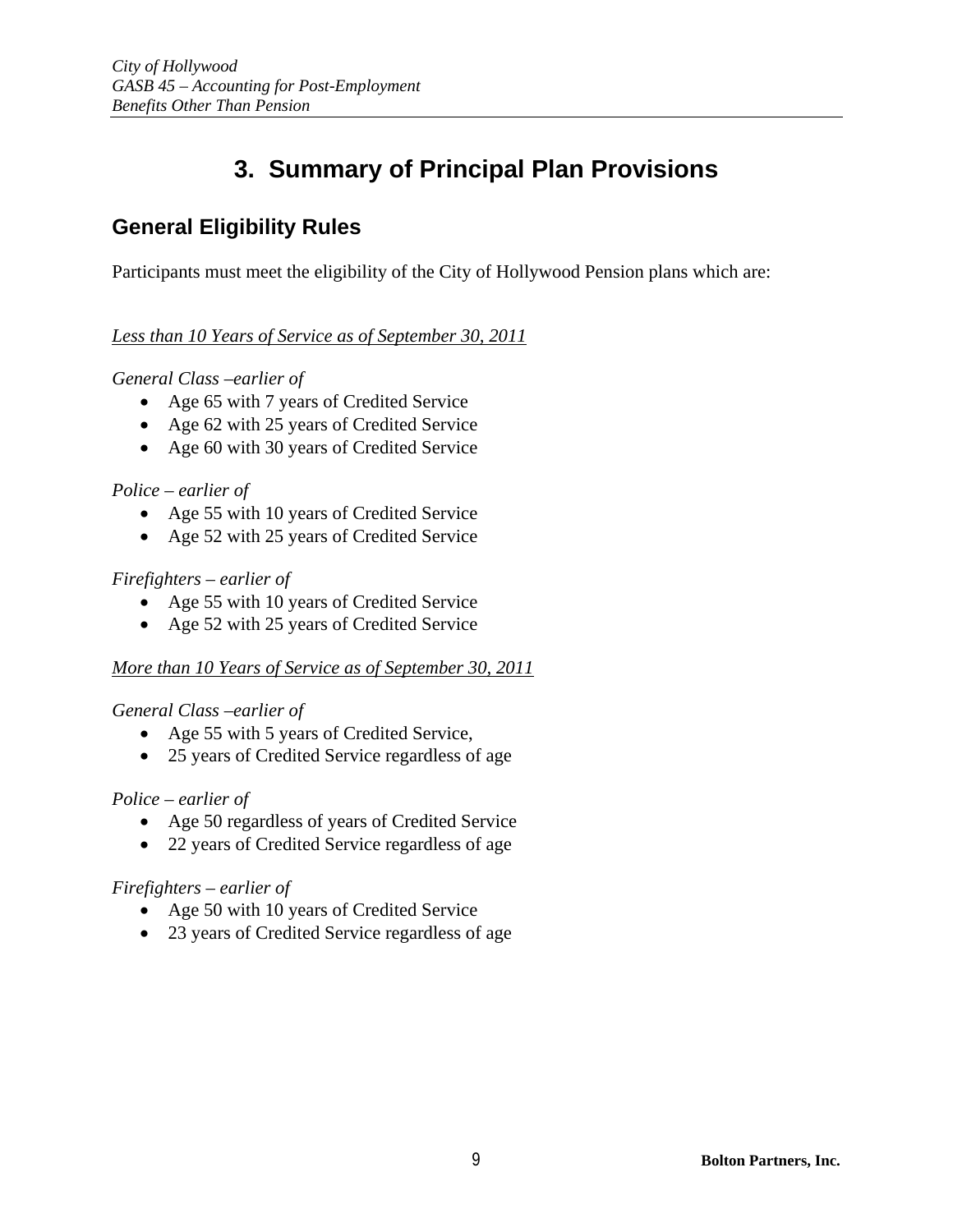# 3. Summary of Principal Plan Provisions

## General Eligibility Rules

Participants must meet the eligibility of the City of Hollywood Pension plans which are:

*Less than 10 Years of Service as of September 30, 2011*

*General Class –earlier of*

- Age 65 with 7 years of Credited Service
- Age 62 with 25 years of Credited Service
- Age 60 with 30 years of Credited Service

*Police – earlier of*

- Age 55 with 10 years of Credited Service
- Age 52 with 25 years of Credited Service

*Firefighters – earlier of*

- Age 55 with 10 years of Credited Service
- Age 52 with 25 years of Credited Service

*More than 10 Years of Service as of September 30, 2011*

*General Class –earlier of*

- Age 55 with 5 years of Credited Service,
- 25 years of Credited Service regardless of age

*Police – earlier of*

- Age 50 regardless of years of Credited Service
- 22 years of Credited Service regardless of age

*Firefighters – earlier of*

- Age 50 with 10 years of Credited Service
- 23 years of Credited Service regardless of age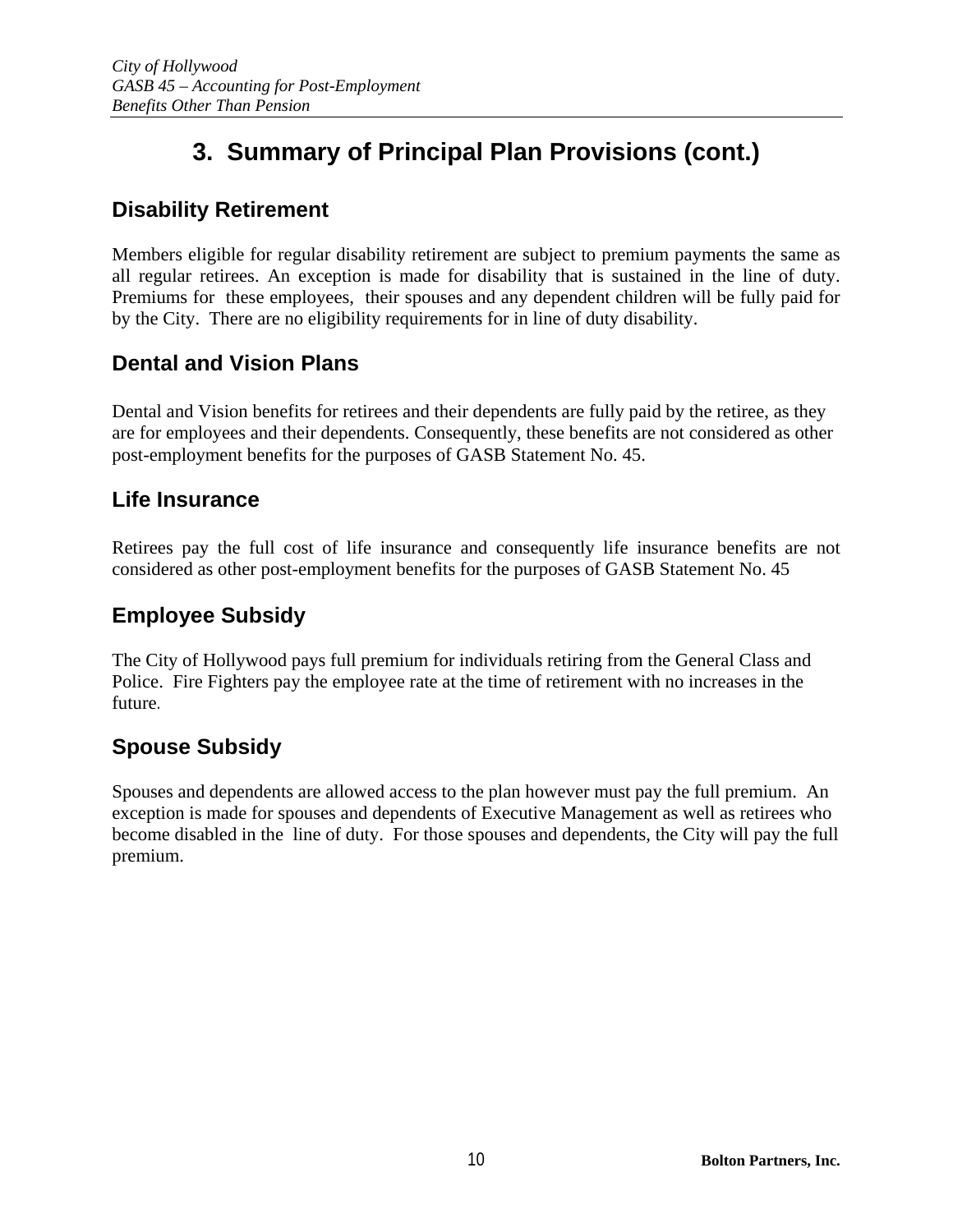# 3. Summary of Principal Plan Provisions (cont.)

## Disability Retirement

Members eligible for regular disability retirement are subject to premium payments the same as all regular retirees. An exception is made for disability that is sustained in the line of duty. Premiums for these employees, their spouses and any dependent children will be fully paid for by the City. There are no eligibility requirements for in line of duty disability.

## Dental and Vision Plans

Dental and Vision benefits for retirees and their dependents are fully paid by the retiree, as they are for employees and their dependents. Consequently, these benefits are not considered as other post-employment benefits for the purposes of GASB Statement No. 45.

## Life Insurance

Retirees pay the full cost of life insurance and consequently life insurance benefits are not considered as other post-employment benefits for the purposes of GASB Statement No. 45

## Employee Subsidy

The City of Hollywood pays full premium for individuals retiring from the General Class and Police. Fire Fighters pay the employee rate at the time of retirement with no increases in the future.

## Spouse Subsidy

Spouses and dependents are allowed access to the plan however must pay the full premium. An exception is made for spouses and dependents of Executive Management as well as retirees who become disabled in the line of duty. For those spouses and dependents, the City will pay the full premium.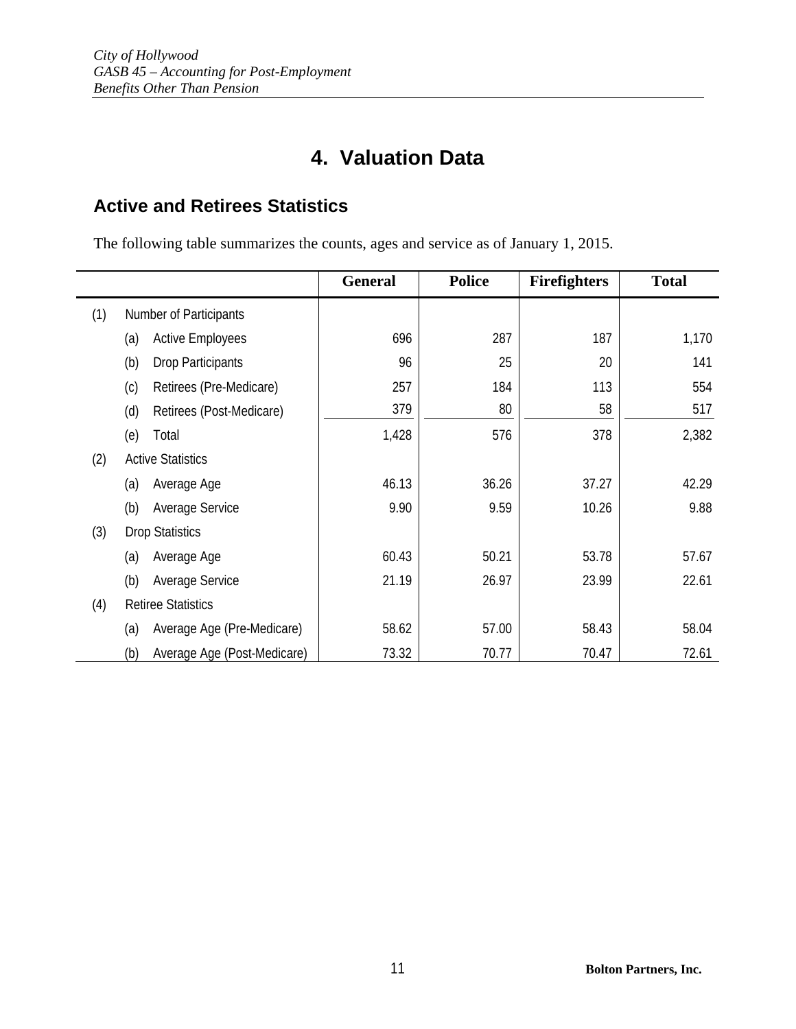# 4. Valuation Data

## Active and Retirees Statistics

The following table summarizes the counts, ages and service as of January 1, 2015.

| | | General | Police | Firefighters | Total |
|---|---|---|---|---|---|
| (1) | Number of Participants | | | | |
| | (a) Active Employees | 696 | 287 | 187 | 1,170 |
| | (b) Drop Participants | 96 | 25 | 20 | 141 |
| | (c) Retirees (Pre-Medicare) | 257 | 184 | 113 | 554 |
| | (d) Retirees (Post-Medicare) | 379 | 80 | 58 | 517 |
| | (e) Total | 1,428 | 576 | 378 | 2,382 |
| (2) | Active Statistics | | | | |
| | (a) Average Age | 46.13 | 36.26 | 37.27 | 42.29 |
| | (b) Average Service | 9.90 | 9.59 | 10.26 | 9.88 |
| (3) | Drop Statistics | | | | |
| | (a) Average Age | 60.43 | 50.21 | 53.78 | 57.67 |
| | (b) Average Service | 21.19 | 26.97 | 23.99 | 22.61 |
| (4) | Retiree Statistics | | | | |
| | (a) Average Age (Pre-Medicare) | 58.62 | 57.00 | 58.43 | 58.04 |
| | (b) Average Age (Post-Medicare) | 73.32 | 70.77 | 70.47 | 72.61 |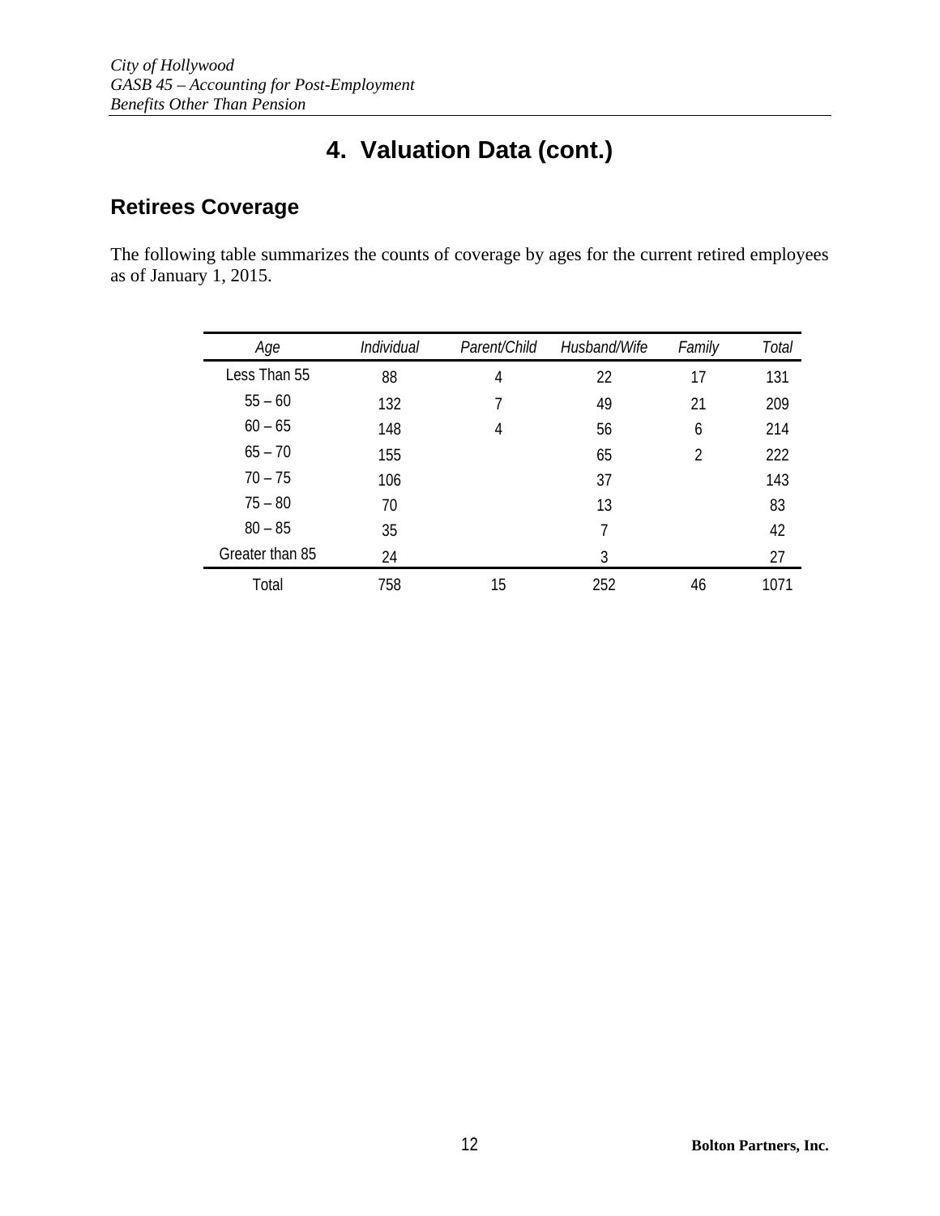# 4. Valuation Data (cont.)

## Retirees Coverage

The following table summarizes the counts of coverage by ages for the current retired employees as of January 1, 2015.

| *Age* | *Individual* | *Parent/Child* | *Husband/Wife* | *Family* | *Total* |
|---|---|---|---|---|---|
| Less Than 55 | 88 | 4 | 22 | 17 | 131 |
| 55 – 60 | 132 | 7 | 49 | 21 | 209 |
| 60 – 65 | 148 | 4 | 56 | 6 | 214 |
| 65 – 70 | 155 | | 65 | 2 | 222 |
| 70 – 75 | 106 | | 37 | | 143 |
| 75 – 80 | 70 | | 13 | | 83 |
| 80 – 85 | 35 | | 7 | | 42 |
| Greater than 85 | 24 | | 3 | | 27 |
| Total | 758 | 15 | 252 | 46 | 1071 |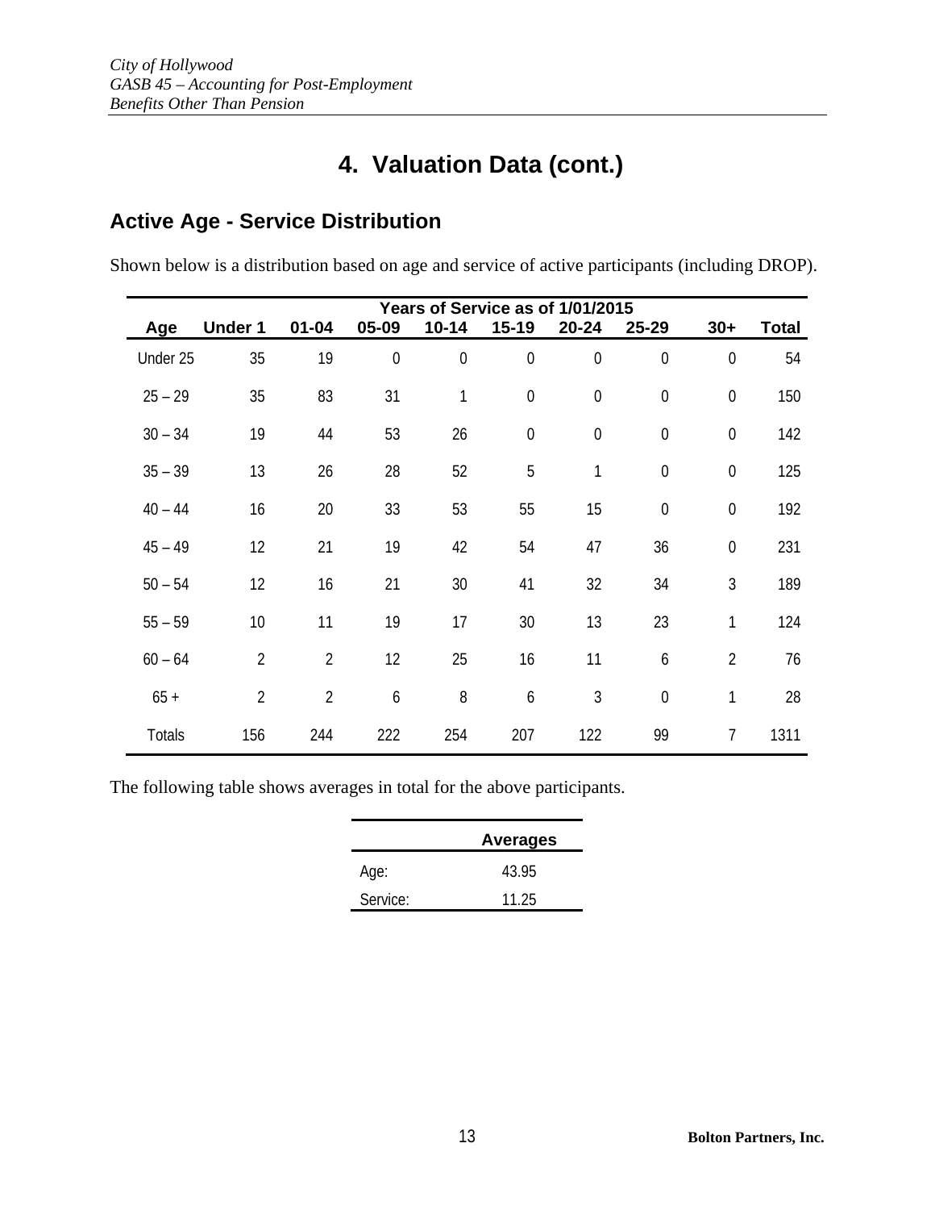# 4. Valuation Data (cont.)

## Active Age - Service Distribution

Shown below is a distribution based on age and service of active participants (including DROP).

| | Years of Service as of 1/01/2015 | | | | | | | | |
|---|---|---|---|---|---|---|---|---|---|
| Age | Under 1 | 01-04 | 05-09 | 10-14 | 15-19 | 20-24 | 25-29 | 30+ | Total |
| Under 25 | 35 | 19 | 0 | 0 | 0 | 0 | 0 | 0 | 54 |
| 25 – 29 | 35 | 83 | 31 | 1 | 0 | 0 | 0 | 0 | 150 |
| 30 – 34 | 19 | 44 | 53 | 26 | 0 | 0 | 0 | 0 | 142 |
| 35 – 39 | 13 | 26 | 28 | 52 | 5 | 1 | 0 | 0 | 125 |
| 40 – 44 | 16 | 20 | 33 | 53 | 55 | 15 | 0 | 0 | 192 |
| 45 – 49 | 12 | 21 | 19 | 42 | 54 | 47 | 36 | 0 | 231 |
| 50 – 54 | 12 | 16 | 21 | 30 | 41 | 32 | 34 | 3 | 189 |
| 55 – 59 | 10 | 11 | 19 | 17 | 30 | 13 | 23 | 1 | 124 |
| 60 – 64 | 2 | 2 | 12 | 25 | 16 | 11 | 6 | 2 | 76 |
| 65 + | 2 | 2 | 6 | 8 | 6 | 3 | 0 | 1 | 28 |
| Totals | 156 | 244 | 222 | 254 | 207 | 122 | 99 | 7 | 1311 |

The following table shows averages in total for the above participants.

| | Averages |
|---|---|
| Age: | 43.95 |
| Service: | 11.25 |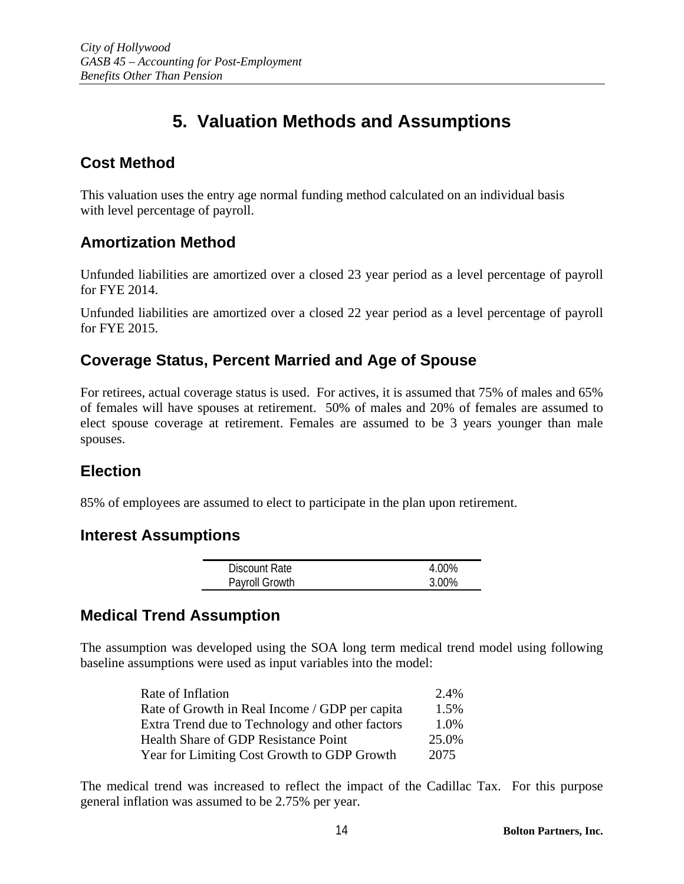# 5. Valuation Methods and Assumptions

## Cost Method

This valuation uses the entry age normal funding method calculated on an individual basis with level percentage of payroll.

## Amortization Method

Unfunded liabilities are amortized over a closed 23 year period as a level percentage of payroll for FYE 2014.

Unfunded liabilities are amortized over a closed 22 year period as a level percentage of payroll for FYE 2015.

## Coverage Status, Percent Married and Age of Spouse

For retirees, actual coverage status is used. For actives, it is assumed that 75% of males and 65% of females will have spouses at retirement. 50% of males and 20% of females are assumed to elect spouse coverage at retirement. Females are assumed to be 3 years younger than male spouses.

## Election

85% of employees are assumed to elect to participate in the plan upon retirement.

## Interest Assumptions

| | |
|---|---|
| Discount Rate | 4.00% |
| Payroll Growth | 3.00% |

## Medical Trend Assumption

The assumption was developed using the SOA long term medical trend model using following baseline assumptions were used as input variables into the model:

| | |
|---|---|
| Rate of Inflation | 2.4% |
| Rate of Growth in Real Income / GDP per capita | 1.5% |
| Extra Trend due to Technology and other factors | 1.0% |
| Health Share of GDP Resistance Point | 25.0% |
| Year for Limiting Cost Growth to GDP Growth | 2075 |

The medical trend was increased to reflect the impact of the Cadillac Tax. For this purpose general inflation was assumed to be 2.75% per year.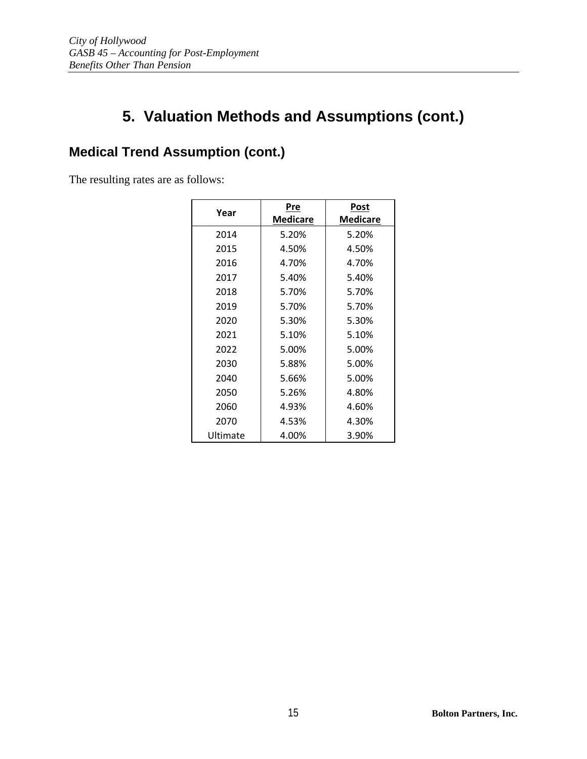# 5. Valuation Methods and Assumptions (cont.)

## Medical Trend Assumption (cont.)

The resulting rates are as follows:

| Year | Pre Medicare | Post Medicare |
|---|---|---|
| 2014 | 5.20% | 5.20% |
| 2015 | 4.50% | 4.50% |
| 2016 | 4.70% | 4.70% |
| 2017 | 5.40% | 5.40% |
| 2018 | 5.70% | 5.70% |
| 2019 | 5.70% | 5.70% |
| 2020 | 5.30% | 5.30% |
| 2021 | 5.10% | 5.10% |
| 2022 | 5.00% | 5.00% |
| 2030 | 5.88% | 5.00% |
| 2040 | 5.66% | 5.00% |
| 2050 | 5.26% | 4.80% |
| 2060 | 4.93% | 4.60% |
| 2070 | 4.53% | 4.30% |
| Ultimate | 4.00% | 3.90% |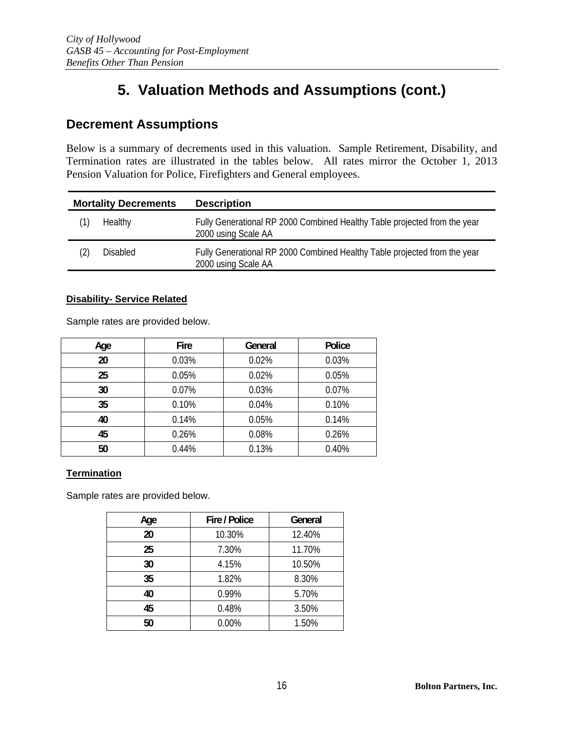# 5. Valuation Methods and Assumptions (cont.)

## Decrement Assumptions

Below is a summary of decrements used in this valuation. Sample Retirement, Disability, and Termination rates are illustrated in the tables below. All rates mirror the October 1, 2013 Pension Valuation for Police, Firefighters and General employees.

| Mortality Decrements | | Description |
|---|---|---|
| (1) | Healthy | Fully Generational RP 2000 Combined Healthy Table projected from the year 2000 using Scale AA |
| (2) | Disabled | Fully Generational RP 2000 Combined Healthy Table projected from the year 2000 using Scale AA |

**Disability- Service Related**

Sample rates are provided below.

| Age | Fire | General | Police |
|---|---|---|---|
| **20** | 0.03% | 0.02% | 0.03% |
| **25** | 0.05% | 0.02% | 0.05% |
| **30** | 0.07% | 0.03% | 0.07% |
| **35** | 0.10% | 0.04% | 0.10% |
| **40** | 0.14% | 0.05% | 0.14% |
| **45** | 0.26% | 0.08% | 0.26% |
| **50** | 0.44% | 0.13% | 0.40% |

**Termination**

Sample rates are provided below.

| Age | Fire / Police | General |
|---|---|---|
| **20** | 10.30% | 12.40% |
| **25** | 7.30% | 11.70% |
| **30** | 4.15% | 10.50% |
| **35** | 1.82% | 8.30% |
| **40** | 0.99% | 5.70% |
| **45** | 0.48% | 3.50% |
| **50** | 0.00% | 1.50% |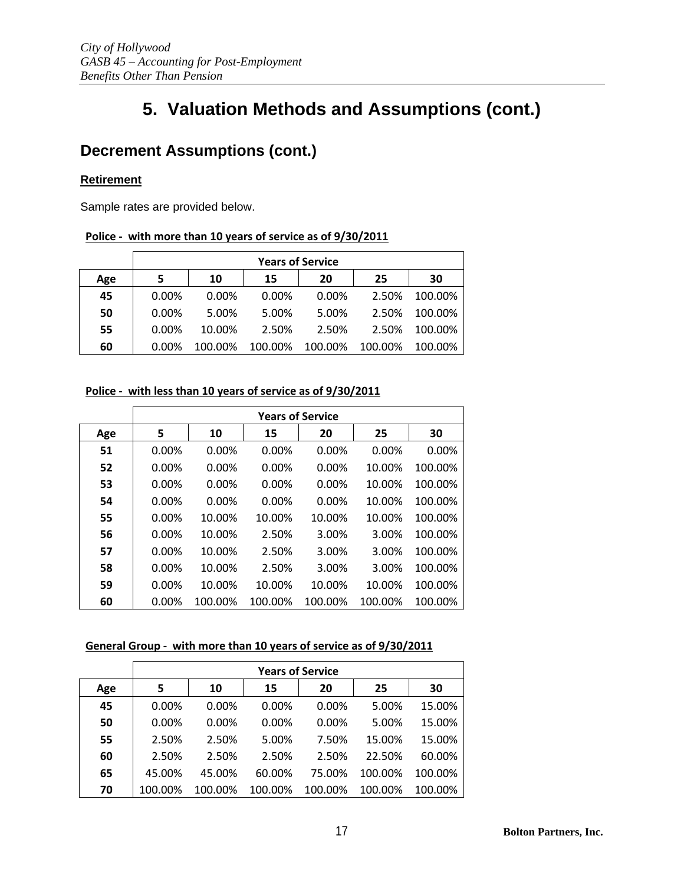# 5. Valuation Methods and Assumptions (cont.)

## Decrement Assumptions (cont.)

**Retirement**

Sample rates are provided below.

**Police - with more than 10 years of service as of 9/30/2011**

| | Years of Service | | | | | |
|---|---|---|---|---|---|---|
| Age | 5 | 10 | 15 | 20 | 25 | 30 |
| 45 | 0.00% | 0.00% | 0.00% | 0.00% | 2.50% | 100.00% |
| 50 | 0.00% | 5.00% | 5.00% | 5.00% | 2.50% | 100.00% |
| 55 | 0.00% | 10.00% | 2.50% | 2.50% | 2.50% | 100.00% |
| 60 | 0.00% | 100.00% | 100.00% | 100.00% | 100.00% | 100.00% |

**Police - with less than 10 years of service as of 9/30/2011**

| | Years of Service | | | | | |
|---|---|---|---|---|---|---|
| Age | 5 | 10 | 15 | 20 | 25 | 30 |
| 51 | 0.00% | 0.00% | 0.00% | 0.00% | 0.00% | 0.00% |
| 52 | 0.00% | 0.00% | 0.00% | 0.00% | 10.00% | 100.00% |
| 53 | 0.00% | 0.00% | 0.00% | 0.00% | 10.00% | 100.00% |
| 54 | 0.00% | 0.00% | 0.00% | 0.00% | 10.00% | 100.00% |
| 55 | 0.00% | 10.00% | 10.00% | 10.00% | 10.00% | 100.00% |
| 56 | 0.00% | 10.00% | 2.50% | 3.00% | 3.00% | 100.00% |
| 57 | 0.00% | 10.00% | 2.50% | 3.00% | 3.00% | 100.00% |
| 58 | 0.00% | 10.00% | 2.50% | 3.00% | 3.00% | 100.00% |
| 59 | 0.00% | 10.00% | 10.00% | 10.00% | 10.00% | 100.00% |
| 60 | 0.00% | 100.00% | 100.00% | 100.00% | 100.00% | 100.00% |

**General Group - with more than 10 years of service as of 9/30/2011**

| | Years of Service | | | | | |
|---|---|---|---|---|---|---|
| Age | 5 | 10 | 15 | 20 | 25 | 30 |
| 45 | 0.00% | 0.00% | 0.00% | 0.00% | 5.00% | 15.00% |
| 50 | 0.00% | 0.00% | 0.00% | 0.00% | 5.00% | 15.00% |
| 55 | 2.50% | 2.50% | 5.00% | 7.50% | 15.00% | 15.00% |
| 60 | 2.50% | 2.50% | 2.50% | 2.50% | 22.50% | 60.00% |
| 65 | 45.00% | 45.00% | 60.00% | 75.00% | 100.00% | 100.00% |
| 70 | 100.00% | 100.00% | 100.00% | 100.00% | 100.00% | 100.00% |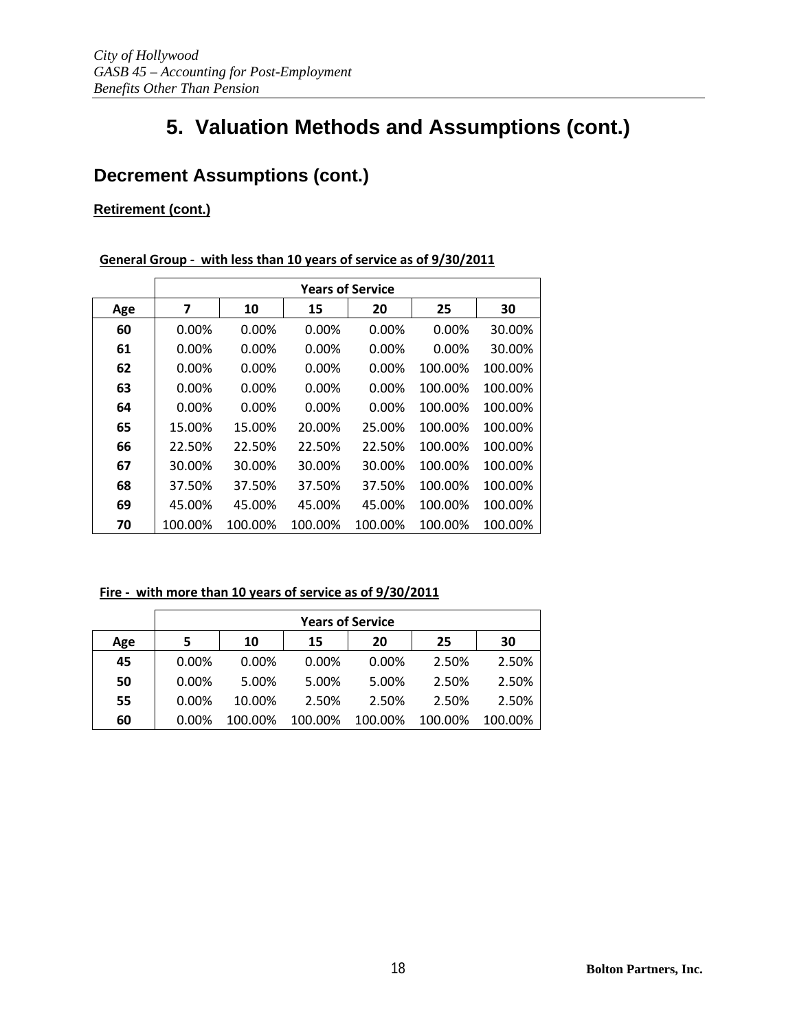# 5. Valuation Methods and Assumptions (cont.)

## Decrement Assumptions (cont.)

**Retirement (cont.)**

**General Group - with less than 10 years of service as of 9/30/2011**

| | Years of Service | | | | | |
|---|---|---|---|---|---|---|
| **Age** | **7** | **10** | **15** | **20** | **25** | **30** |
| **60** | 0.00% | 0.00% | 0.00% | 0.00% | 0.00% | 30.00% |
| **61** | 0.00% | 0.00% | 0.00% | 0.00% | 0.00% | 30.00% |
| **62** | 0.00% | 0.00% | 0.00% | 0.00% | 100.00% | 100.00% |
| **63** | 0.00% | 0.00% | 0.00% | 0.00% | 100.00% | 100.00% |
| **64** | 0.00% | 0.00% | 0.00% | 0.00% | 100.00% | 100.00% |
| **65** | 15.00% | 15.00% | 20.00% | 25.00% | 100.00% | 100.00% |
| **66** | 22.50% | 22.50% | 22.50% | 22.50% | 100.00% | 100.00% |
| **67** | 30.00% | 30.00% | 30.00% | 30.00% | 100.00% | 100.00% |
| **68** | 37.50% | 37.50% | 37.50% | 37.50% | 100.00% | 100.00% |
| **69** | 45.00% | 45.00% | 45.00% | 45.00% | 100.00% | 100.00% |
| **70** | 100.00% | 100.00% | 100.00% | 100.00% | 100.00% | 100.00% |

**Fire - with more than 10 years of service as of 9/30/2011**

| | Years of Service | | | | | |
|---|---|---|---|---|---|---|
| **Age** | **5** | **10** | **15** | **20** | **25** | **30** |
| **45** | 0.00% | 0.00% | 0.00% | 0.00% | 2.50% | 2.50% |
| **50** | 0.00% | 5.00% | 5.00% | 5.00% | 2.50% | 2.50% |
| **55** | 0.00% | 10.00% | 2.50% | 2.50% | 2.50% | 2.50% |
| **60** | 0.00% | 100.00% | 100.00% | 100.00% | 100.00% | 100.00% |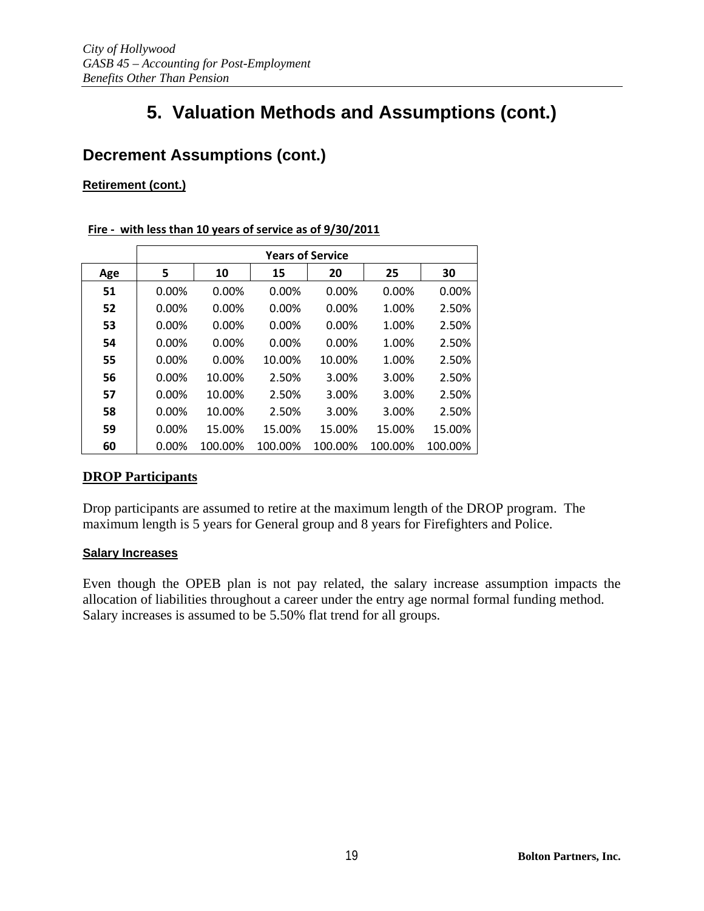# 5. Valuation Methods and Assumptions (cont.)

## Decrement Assumptions (cont.)

**Retirement (cont.)**

**Fire - with less than 10 years of service as of 9/30/2011**

| | Years of Service | | | | | |
|---|---|---|---|---|---|---|
| **Age** | **5** | **10** | **15** | **20** | **25** | **30** |
| **51** | 0.00% | 0.00% | 0.00% | 0.00% | 0.00% | 0.00% |
| **52** | 0.00% | 0.00% | 0.00% | 0.00% | 1.00% | 2.50% |
| **53** | 0.00% | 0.00% | 0.00% | 0.00% | 1.00% | 2.50% |
| **54** | 0.00% | 0.00% | 0.00% | 0.00% | 1.00% | 2.50% |
| **55** | 0.00% | 0.00% | 10.00% | 10.00% | 1.00% | 2.50% |
| **56** | 0.00% | 10.00% | 2.50% | 3.00% | 3.00% | 2.50% |
| **57** | 0.00% | 10.00% | 2.50% | 3.00% | 3.00% | 2.50% |
| **58** | 0.00% | 10.00% | 2.50% | 3.00% | 3.00% | 2.50% |
| **59** | 0.00% | 15.00% | 15.00% | 15.00% | 15.00% | 15.00% |
| **60** | 0.00% | 100.00% | 100.00% | 100.00% | 100.00% | 100.00% |

**DROP Participants**

Drop participants are assumed to retire at the maximum length of the DROP program. The maximum length is 5 years for General group and 8 years for Firefighters and Police.

**Salary Increases**

Even though the OPEB plan is not pay related, the salary increase assumption impacts the allocation of liabilities throughout a career under the entry age normal formal funding method. Salary increases is assumed to be 5.50% flat trend for all groups.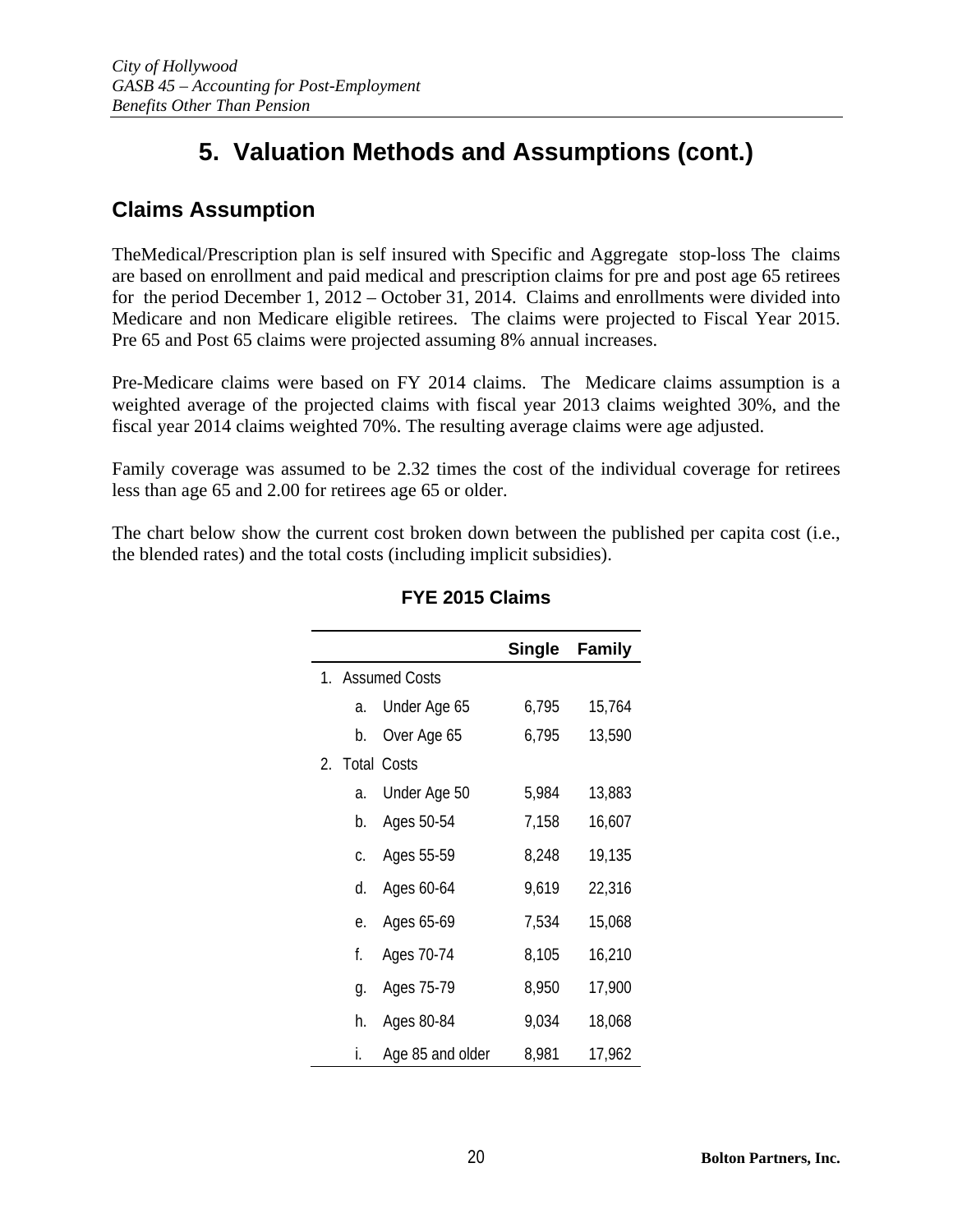# 5. Valuation Methods and Assumptions (cont.)

## Claims Assumption

TheMedical/Prescription plan is self insured with Specific and Aggregate stop-loss The claims are based on enrollment and paid medical and prescription claims for pre and post age 65 retirees for the period December 1, 2012 – October 31, 2014. Claims and enrollments were divided into Medicare and non Medicare eligible retirees. The claims were projected to Fiscal Year 2015. Pre 65 and Post 65 claims were projected assuming 8% annual increases.

Pre-Medicare claims were based on FY 2014 claims. The Medicare claims assumption is a weighted average of the projected claims with fiscal year 2013 claims weighted 30%, and the fiscal year 2014 claims weighted 70%. The resulting average claims were age adjusted.

Family coverage was assumed to be 2.32 times the cost of the individual coverage for retirees less than age 65 and 2.00 for retirees age 65 or older.

The chart below show the current cost broken down between the published per capita cost (i.e., the blended rates) and the total costs (including implicit subsidies).

**FYE 2015 Claims**

| | Single | Family |
|---|---|---|
| 1. Assumed Costs | | |
| a. Under Age 65 | 6,795 | 15,764 |
| b. Over Age 65 | 6,795 | 13,590 |
| 2. Total Costs | | |
| a. Under Age 50 | 5,984 | 13,883 |
| b. Ages 50-54 | 7,158 | 16,607 |
| c. Ages 55-59 | 8,248 | 19,135 |
| d. Ages 60-64 | 9,619 | 22,316 |
| e. Ages 65-69 | 7,534 | 15,068 |
| f. Ages 70-74 | 8,105 | 16,210 |
| g. Ages 75-79 | 8,950 | 17,900 |
| h. Ages 80-84 | 9,034 | 18,068 |
| i. Age 85 and older | 8,981 | 17,962 |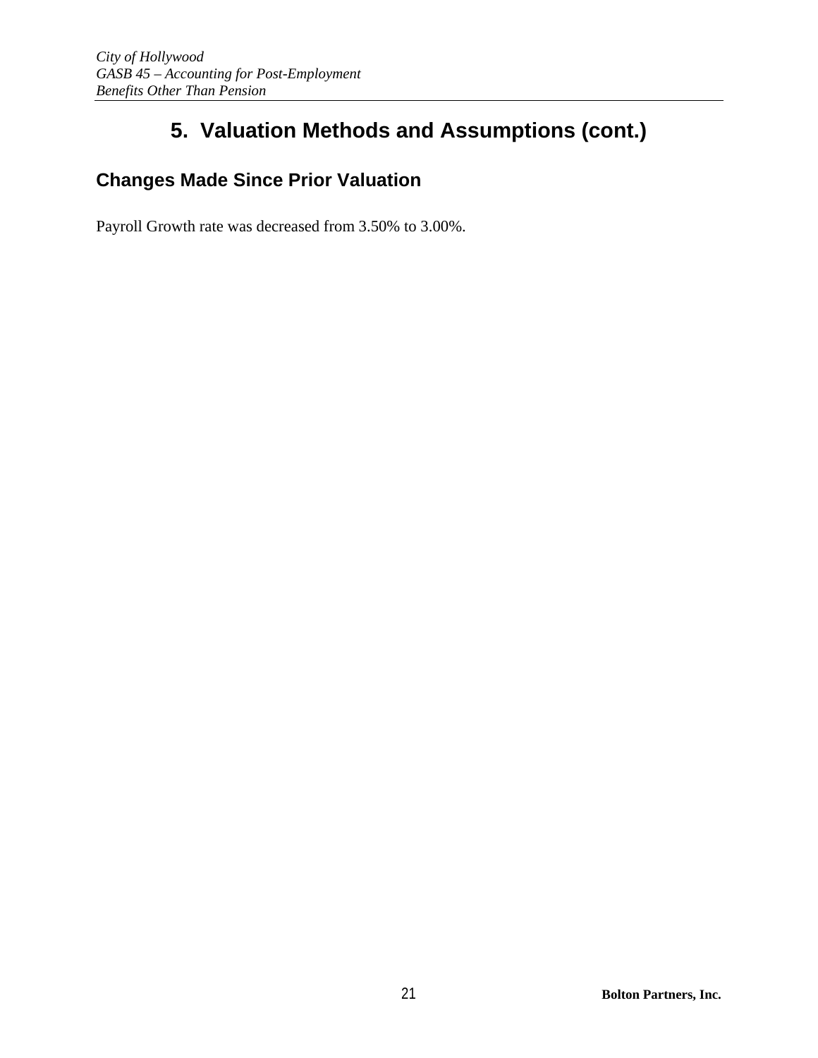# 5. Valuation Methods and Assumptions (cont.)

## Changes Made Since Prior Valuation

Payroll Growth rate was decreased from 3.50% to 3.00%.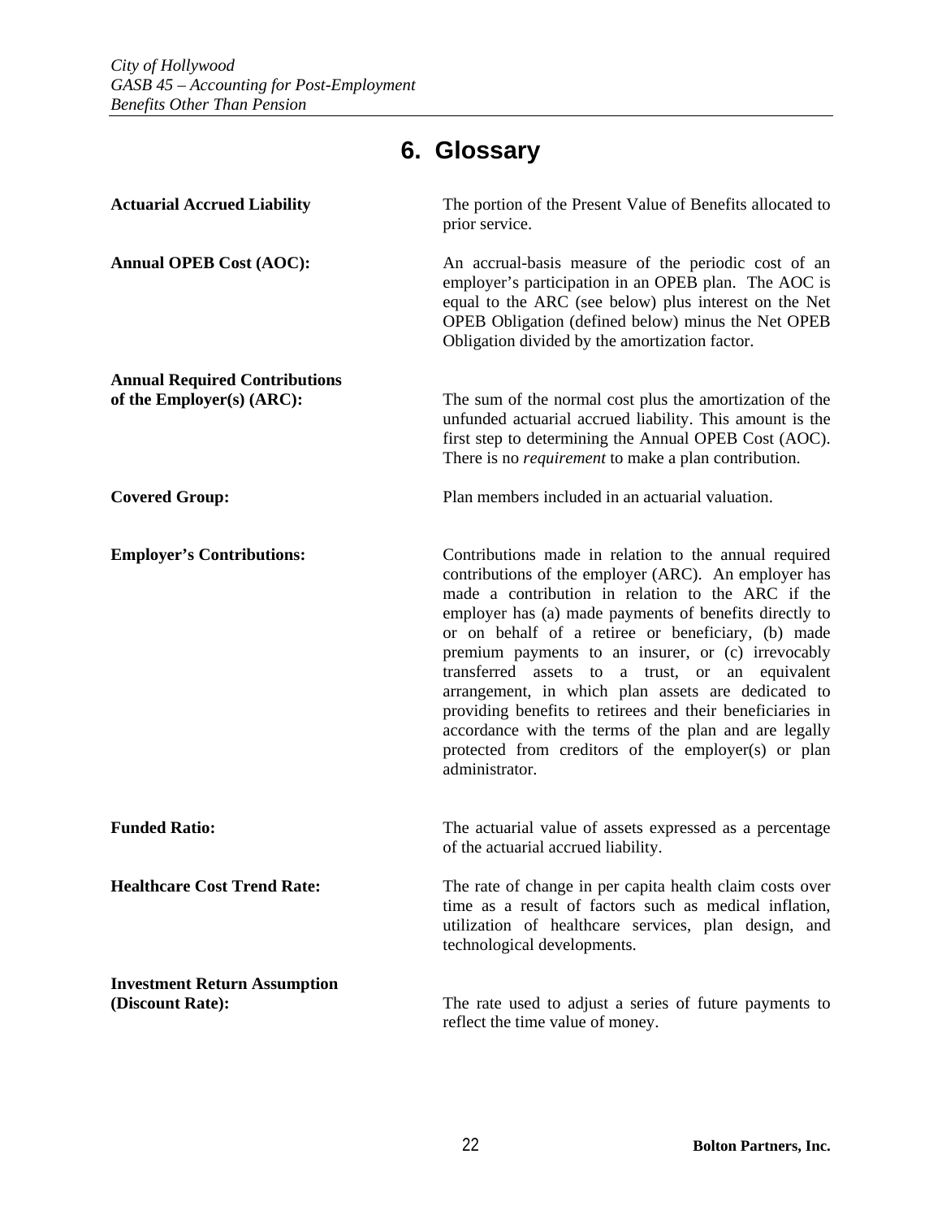# 6. Glossary

**Actuarial Accrued Liability**
The portion of the Present Value of Benefits allocated to prior service.

**Annual OPEB Cost (AOC):**
An accrual-basis measure of the periodic cost of an employer's participation in an OPEB plan. The AOC is equal to the ARC (see below) plus interest on the Net OPEB Obligation (defined below) minus the Net OPEB Obligation divided by the amortization factor.

**Annual Required Contributions of the Employer(s) (ARC):**
The sum of the normal cost plus the amortization of the unfunded actuarial accrued liability. This amount is the first step to determining the Annual OPEB Cost (AOC). There is no *requirement* to make a plan contribution.

**Covered Group:**
Plan members included in an actuarial valuation.

**Employer's Contributions:**
Contributions made in relation to the annual required contributions of the employer (ARC). An employer has made a contribution in relation to the ARC if the employer has (a) made payments of benefits directly to or on behalf of a retiree or beneficiary, (b) made premium payments to an insurer, or (c) irrevocably transferred assets to a trust, or an equivalent arrangement, in which plan assets are dedicated to providing benefits to retirees and their beneficiaries in accordance with the terms of the plan and are legally protected from creditors of the employer(s) or plan administrator.

**Funded Ratio:**
The actuarial value of assets expressed as a percentage of the actuarial accrued liability.

**Healthcare Cost Trend Rate:**
The rate of change in per capita health claim costs over time as a result of factors such as medical inflation, utilization of healthcare services, plan design, and technological developments.

**Investment Return Assumption (Discount Rate):**
The rate used to adjust a series of future payments to reflect the time value of money.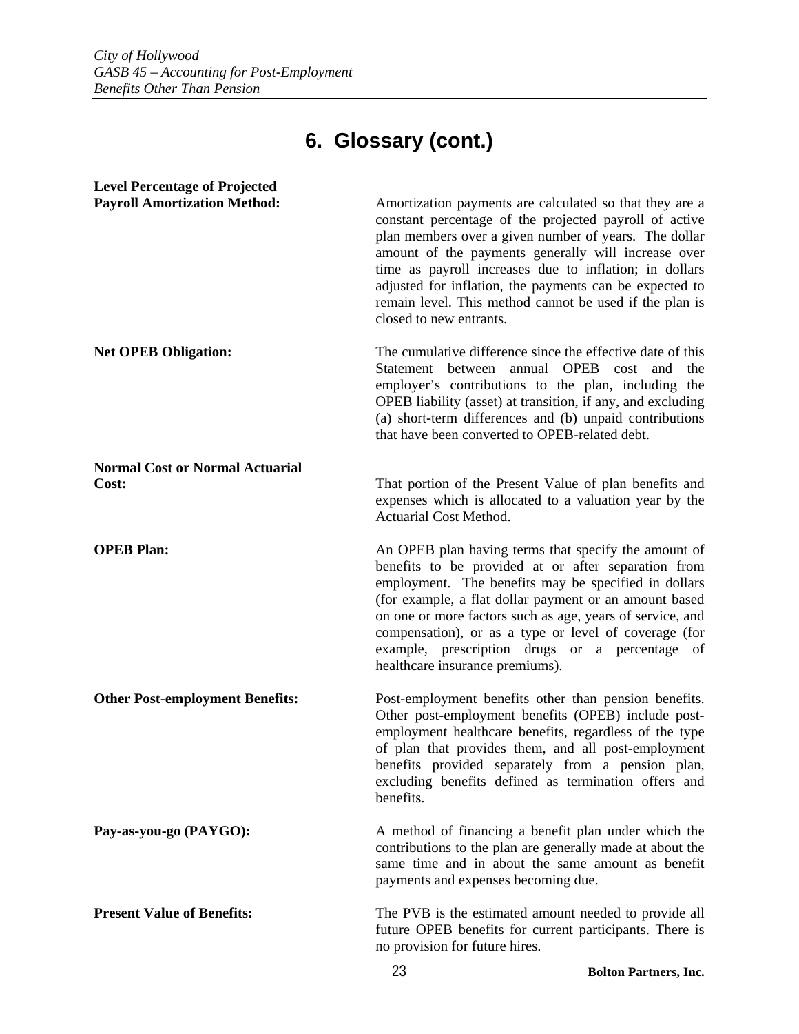# 6. Glossary (cont.)

**Level Percentage of Projected Payroll Amortization Method:** Amortization payments are calculated so that they are a constant percentage of the projected payroll of active plan members over a given number of years. The dollar amount of the payments generally will increase over time as payroll increases due to inflation; in dollars adjusted for inflation, the payments can be expected to remain level. This method cannot be used if the plan is closed to new entrants.

**Net OPEB Obligation:** The cumulative difference since the effective date of this Statement between annual OPEB cost and the employer's contributions to the plan, including the OPEB liability (asset) at transition, if any, and excluding (a) short-term differences and (b) unpaid contributions that have been converted to OPEB-related debt.

**Normal Cost or Normal Actuarial Cost:** That portion of the Present Value of plan benefits and expenses which is allocated to a valuation year by the Actuarial Cost Method.

**OPEB Plan:** An OPEB plan having terms that specify the amount of benefits to be provided at or after separation from employment. The benefits may be specified in dollars (for example, a flat dollar payment or an amount based on one or more factors such as age, years of service, and compensation), or as a type or level of coverage (for example, prescription drugs or a percentage of healthcare insurance premiums).

**Other Post-employment Benefits:** Post-employment benefits other than pension benefits. Other post-employment benefits (OPEB) include post-employment healthcare benefits, regardless of the type of plan that provides them, and all post-employment benefits provided separately from a pension plan, excluding benefits defined as termination offers and benefits.

**Pay-as-you-go (PAYGO):** A method of financing a benefit plan under which the contributions to the plan are generally made at about the same time and in about the same amount as benefit payments and expenses becoming due.

**Present Value of Benefits:** The PVB is the estimated amount needed to provide all future OPEB benefits for current participants. There is no provision for future hires.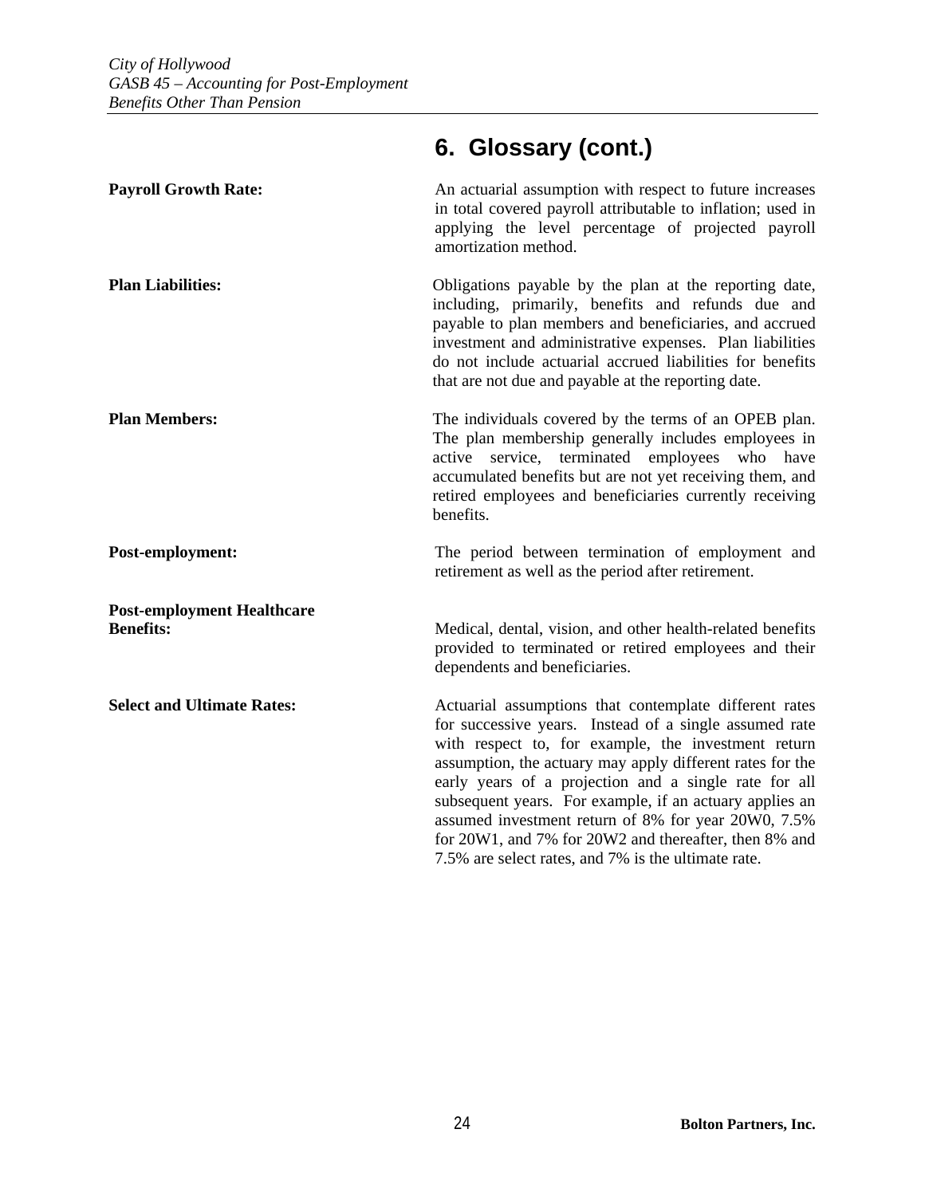# 6. Glossary (cont.)

**Payroll Growth Rate:** An actuarial assumption with respect to future increases in total covered payroll attributable to inflation; used in applying the level percentage of projected payroll amortization method.

**Plan Liabilities:** Obligations payable by the plan at the reporting date, including, primarily, benefits and refunds due and payable to plan members and beneficiaries, and accrued investment and administrative expenses. Plan liabilities do not include actuarial accrued liabilities for benefits that are not due and payable at the reporting date.

**Plan Members:** The individuals covered by the terms of an OPEB plan. The plan membership generally includes employees in active service, terminated employees who have accumulated benefits but are not yet receiving them, and retired employees and beneficiaries currently receiving benefits.

**Post-employment:** The period between termination of employment and retirement as well as the period after retirement.

**Post-employment Healthcare Benefits:** Medical, dental, vision, and other health-related benefits provided to terminated or retired employees and their dependents and beneficiaries.

**Select and Ultimate Rates:** Actuarial assumptions that contemplate different rates for successive years. Instead of a single assumed rate with respect to, for example, the investment return assumption, the actuary may apply different rates for the early years of a projection and a single rate for all subsequent years. For example, if an actuary applies an assumed investment return of 8% for year 20W0, 7.5% for 20W1, and 7% for 20W2 and thereafter, then 8% and 7.5% are select rates, and 7% is the ultimate rate.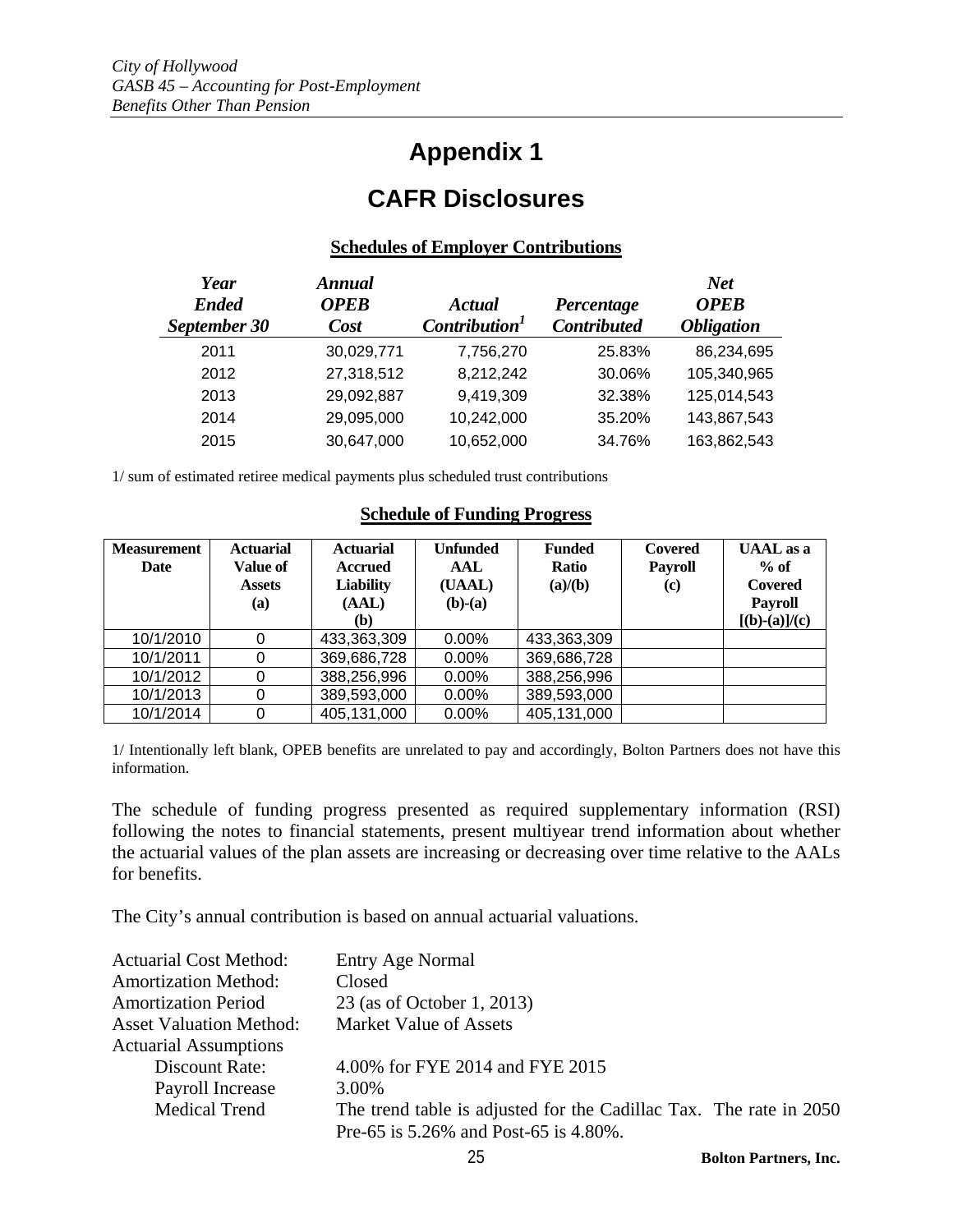# Appendix 1

# CAFR Disclosures

**Schedules of Employer Contributions**

| *Year Ended September 30* | *Annual OPEB Cost* | *Actual Contribution*[1] | *Percentage Contributed* | *Net OPEB Obligation* |
|---|---|---|---|---|
| 2011 | 30,029,771 | 7,756,270 | 25.83% | 86,234,695 |
| 2012 | 27,318,512 | 8,212,242 | 30.06% | 105,340,965 |
| 2013 | 29,092,887 | 9,419,309 | 32.38% | 125,014,543 |
| 2014 | 29,095,000 | 10,242,000 | 35.20% | 143,867,543 |
| 2015 | 30,647,000 | 10,652,000 | 34.76% | 163,862,543 |

1/ sum of estimated retiree medical payments plus scheduled trust contributions

**Schedule of Funding Progress**

| Measurement Date | Actuarial Value of Assets (a) | Actuarial Accrued Liability (AAL) (b) | Unfunded AAL (UAAL) (b)-(a) | Funded Ratio (a)/(b) | Covered Payroll (c) | UAAL as a % of Covered Payroll [(b)-(a)]/(c) |
|---|---|---|---|---|---|---|
| 10/1/2010 | 0 | 433,363,309 | 0.00% | 433,363,309 | | |
| 10/1/2011 | 0 | 369,686,728 | 0.00% | 369,686,728 | | |
| 10/1/2012 | 0 | 388,256,996 | 0.00% | 388,256,996 | | |
| 10/1/2013 | 0 | 389,593,000 | 0.00% | 389,593,000 | | |
| 10/1/2014 | 0 | 405,131,000 | 0.00% | 405,131,000 | | |

1/ Intentionally left blank, OPEB benefits are unrelated to pay and accordingly, Bolton Partners does not have this information.

The schedule of funding progress presented as required supplementary information (RSI) following the notes to financial statements, present multiyear trend information about whether the actuarial values of the plan assets are increasing or decreasing over time relative to the AALs for benefits.

The City's annual contribution is based on annual actuarial valuations.

| | |
|---|---|
| Actuarial Cost Method: | Entry Age Normal |
| Amortization Method: | Closed |
| Amortization Period | 23 (as of October 1, 2013) |
| Asset Valuation Method: | Market Value of Assets |
| Actuarial Assumptions | |
| Discount Rate: | 4.00% for FYE 2014 and FYE 2015 |
| Payroll Increase | 3.00% |
| Medical Trend | The trend table is adjusted for the Cadillac Tax. The rate in 2050 Pre-65 is 5.26% and Post-65 is 4.80%. |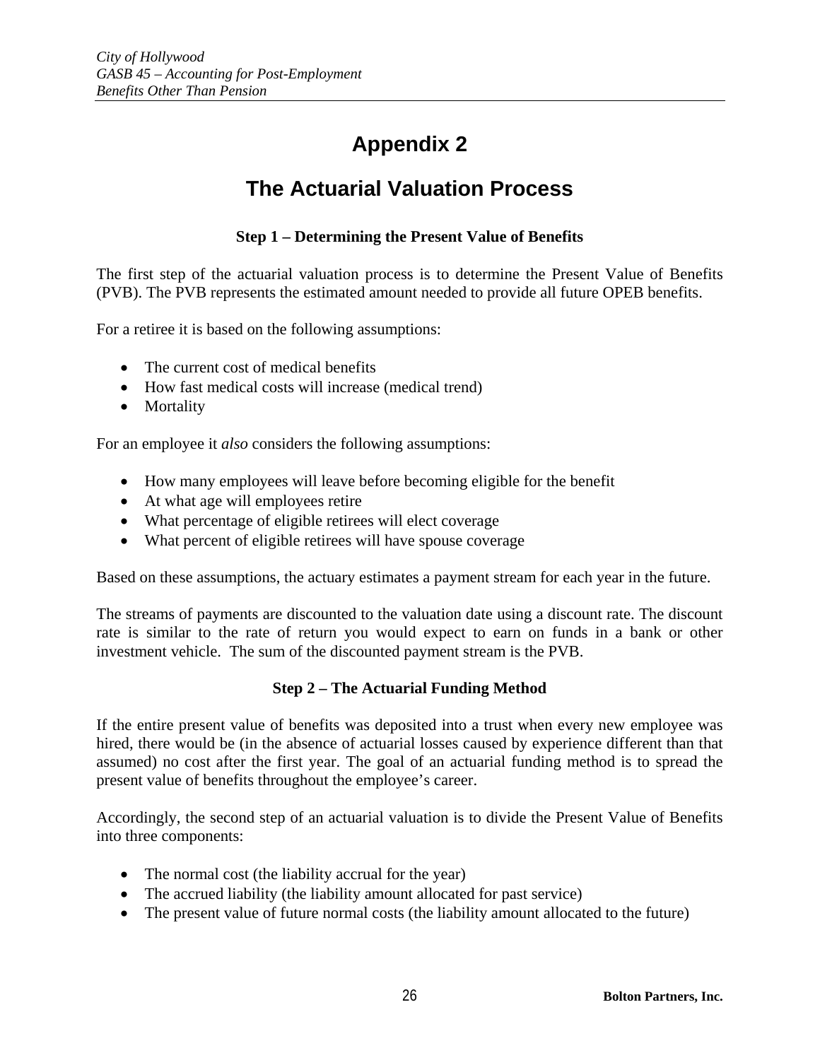# Appendix 2

## The Actuarial Valuation Process

### Step 1 – Determining the Present Value of Benefits

The first step of the actuarial valuation process is to determine the Present Value of Benefits (PVB). The PVB represents the estimated amount needed to provide all future OPEB benefits.

For a retiree it is based on the following assumptions:

- The current cost of medical benefits
- How fast medical costs will increase (medical trend)
- Mortality

For an employee it *also* considers the following assumptions:

- How many employees will leave before becoming eligible for the benefit
- At what age will employees retire
- What percentage of eligible retirees will elect coverage
- What percent of eligible retirees will have spouse coverage

Based on these assumptions, the actuary estimates a payment stream for each year in the future.

The streams of payments are discounted to the valuation date using a discount rate. The discount rate is similar to the rate of return you would expect to earn on funds in a bank or other investment vehicle. The sum of the discounted payment stream is the PVB.

### Step 2 – The Actuarial Funding Method

If the entire present value of benefits was deposited into a trust when every new employee was hired, there would be (in the absence of actuarial losses caused by experience different than that assumed) no cost after the first year. The goal of an actuarial funding method is to spread the present value of benefits throughout the employee's career.

Accordingly, the second step of an actuarial valuation is to divide the Present Value of Benefits into three components:

- The normal cost (the liability accrual for the year)
- The accrued liability (the liability amount allocated for past service)
- The present value of future normal costs (the liability amount allocated to the future)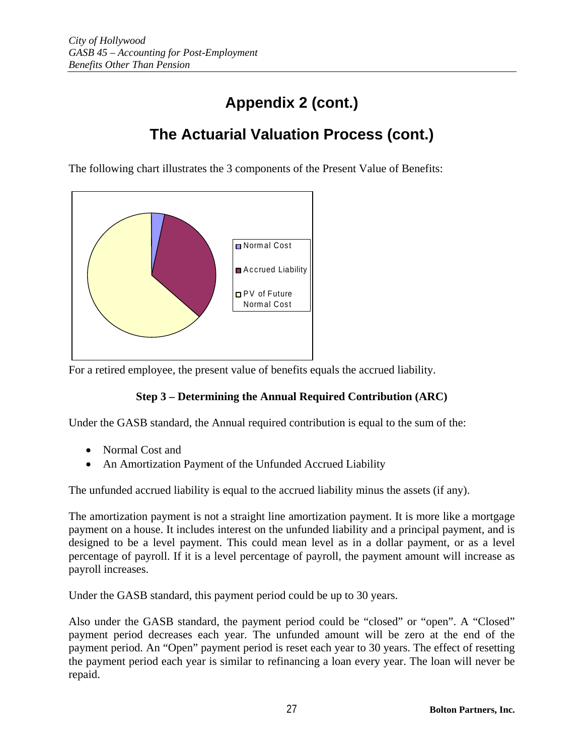# Appendix 2 (cont.)

## The Actuarial Valuation Process (cont.)

The following chart illustrates the 3 components of the Present Value of Benefits:

For a retired employee, the present value of benefits equals the accrued liability.

### Step 3 – Determining the Annual Required Contribution (ARC)

Under the GASB standard, the Annual required contribution is equal to the sum of the:

- Normal Cost and
- An Amortization Payment of the Unfunded Accrued Liability

The unfunded accrued liability is equal to the accrued liability minus the assets (if any).

The amortization payment is not a straight line amortization payment. It is more like a mortgage payment on a house. It includes interest on the unfunded liability and a principal payment, and is designed to be a level payment. This could mean level as in a dollar payment, or as a level percentage of payroll. If it is a level percentage of payroll, the payment amount will increase as payroll increases.

Under the GASB standard, this payment period could be up to 30 years.

Also under the GASB standard, the payment period could be "closed" or "open". A "Closed" payment period decreases each year. The unfunded amount will be zero at the end of the payment period. An "Open" payment period is reset each year to 30 years. The effect of resetting the payment period each year is similar to refinancing a loan every year. The loan will never be repaid.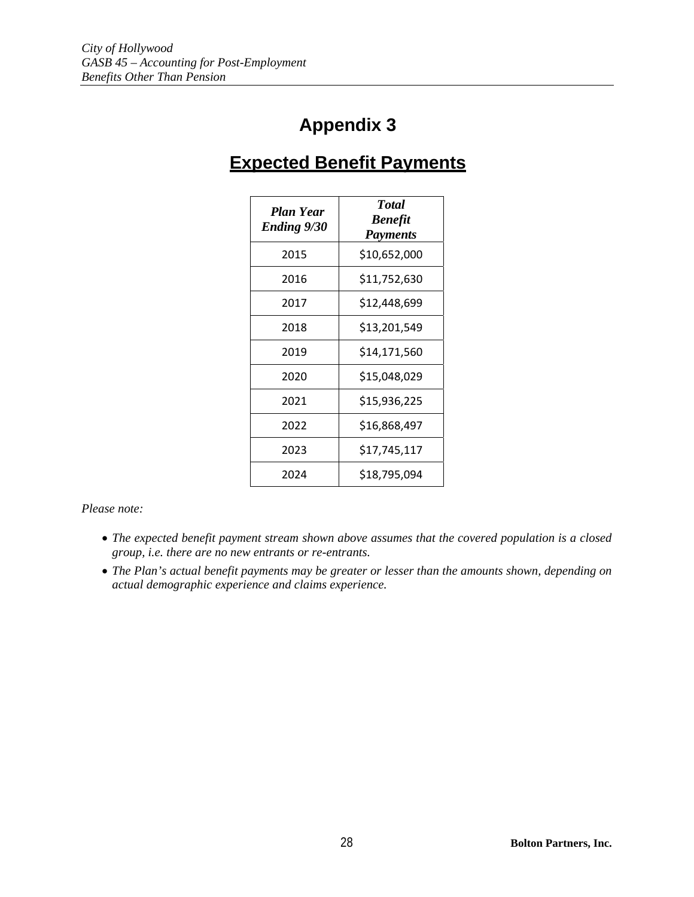# Appendix 3

## Expected Benefit Payments

| *Plan Year Ending 9/30* | *Total Benefit Payments* |
|---|---|
| 2015 | $10,652,000 |
| 2016 | $11,752,630 |
| 2017 | $12,448,699 |
| 2018 | $13,201,549 |
| 2019 | $14,171,560 |
| 2020 | $15,048,029 |
| 2021 | $15,936,225 |
| 2022 | $16,868,497 |
| 2023 | $17,745,117 |
| 2024 | $18,795,094 |

*Please note:*

- *The expected benefit payment stream shown above assumes that the covered population is a closed group, i.e. there are no new entrants or re-entrants.*
- *The Plan's actual benefit payments may be greater or lesser than the amounts shown, depending on actual demographic experience and claims experience.*